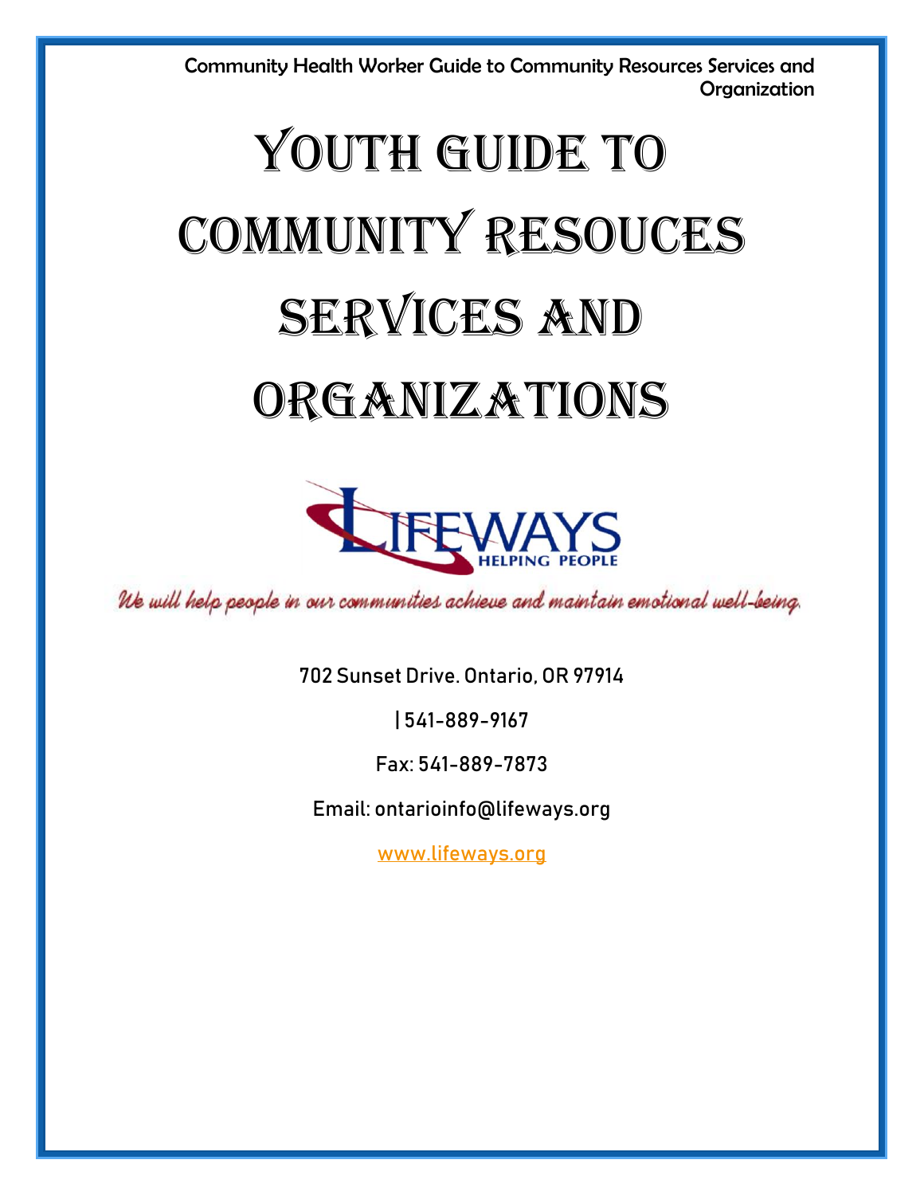Community Health Worker Guide to Community Resources Services and Organization

# Youth Guide to Community Resouces Services and Organizations

LIFEWAYS HELPING PEOPLE

*We will help people in our communities achieve and maintain emotional well-being.*

702 Sunset Drive. Ontario, OR 97914

| 541-889-9167

Fax: 541-889-7873

Email: ontarioinfo@lifeways.org

www.lifeways.org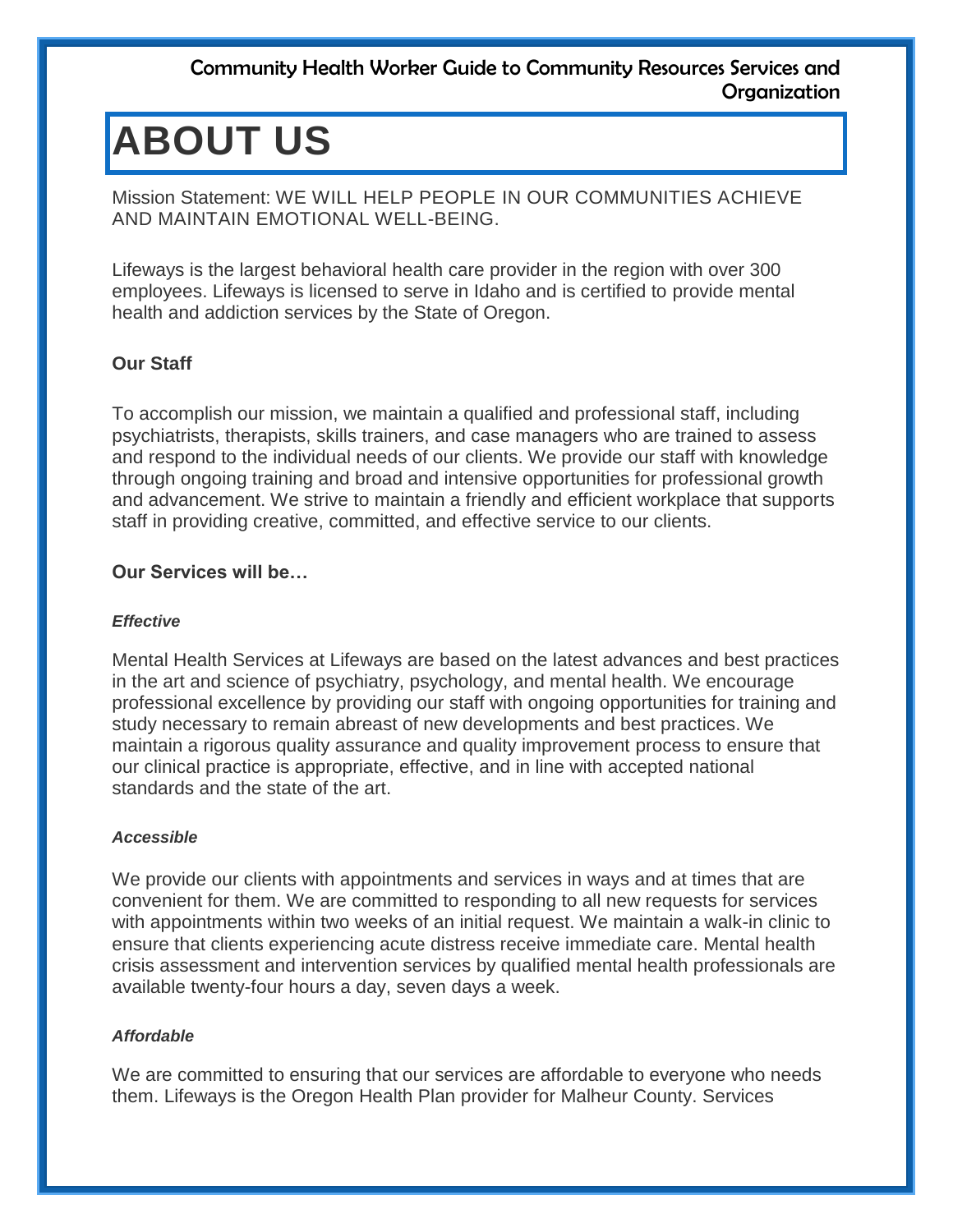# ABOUT US

Mission Statement: WE WILL HELP PEOPLE IN OUR COMMUNITIES ACHIEVE AND MAINTAIN EMOTIONAL WELL-BEING.

Lifeways is the largest behavioral health care provider in the region with over 300 employees. Lifeways is licensed to serve in Idaho and is certified to provide mental health and addiction services by the State of Oregon.

**Our Staff**

To accomplish our mission, we maintain a qualified and professional staff, including psychiatrists, therapists, skills trainers, and case managers who are trained to assess and respond to the individual needs of our clients. We provide our staff with knowledge through ongoing training and broad and intensive opportunities for professional growth and advancement. We strive to maintain a friendly and efficient workplace that supports staff in providing creative, committed, and effective service to our clients.

**Our Services will be…**

***Effective***

Mental Health Services at Lifeways are based on the latest advances and best practices in the art and science of psychiatry, psychology, and mental health. We encourage professional excellence by providing our staff with ongoing opportunities for training and study necessary to remain abreast of new developments and best practices. We maintain a rigorous quality assurance and quality improvement process to ensure that our clinical practice is appropriate, effective, and in line with accepted national standards and the state of the art.

***Accessible***

We provide our clients with appointments and services in ways and at times that are convenient for them. We are committed to responding to all new requests for services with appointments within two weeks of an initial request. We maintain a walk-in clinic to ensure that clients experiencing acute distress receive immediate care. Mental health crisis assessment and intervention services by qualified mental health professionals are available twenty-four hours a day, seven days a week.

***Affordable***

We are committed to ensuring that our services are affordable to everyone who needs them. Lifeways is the Oregon Health Plan provider for Malheur County. Services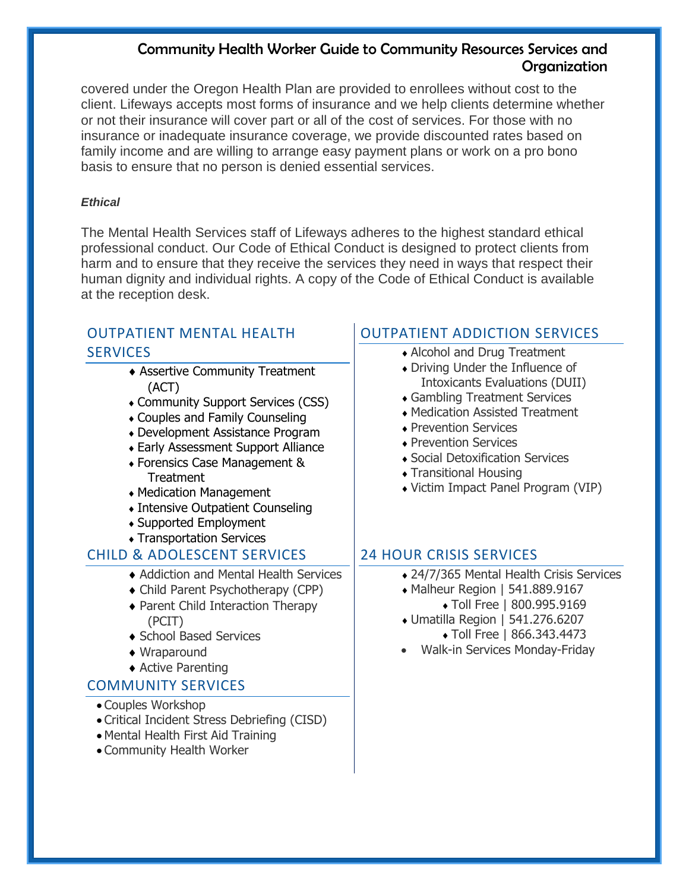covered under the Oregon Health Plan are provided to enrollees without cost to the client. Lifeways accepts most forms of insurance and we help clients determine whether or not their insurance will cover part or all of the cost of services. For those with no insurance or inadequate insurance coverage, we provide discounted rates based on family income and are willing to arrange easy payment plans or work on a pro bono basis to ensure that no person is denied essential services.

***Ethical***

The Mental Health Services staff of Lifeways adheres to the highest standard ethical professional conduct. Our Code of Ethical Conduct is designed to protect clients from harm and to ensure that they receive the services they need in ways that respect their human dignity and individual rights. A copy of the Code of Ethical Conduct is available at the reception desk.

## OUTPATIENT MENTAL HEALTH SERVICES

- Assertive Community Treatment (ACT)
- Community Support Services (CSS)
- Couples and Family Counseling
- Development Assistance Program
- Early Assessment Support Alliance
- Forensics Case Management & Treatment
- Medication Management
- Intensive Outpatient Counseling
- Supported Employment
- Transportation Services

## CHILD & ADOLESCENT SERVICES

- Addiction and Mental Health Services
- Child Parent Psychotherapy (CPP)
- Parent Child Interaction Therapy (PCIT)
- School Based Services
- Wraparound
- Active Parenting

## COMMUNITY SERVICES

- Couples Workshop
- Critical Incident Stress Debriefing (CISD)
- Mental Health First Aid Training
- Community Health Worker

## OUTPATIENT ADDICTION SERVICES

- Alcohol and Drug Treatment
- Driving Under the Influence of Intoxicants Evaluations (DUII)
- Gambling Treatment Services
- Medication Assisted Treatment
- Prevention Services
- Prevention Services
- Social Detoxification Services
- Transitional Housing
- Victim Impact Panel Program (VIP)

## 24 HOUR CRISIS SERVICES

- 24/7/365 Mental Health Crisis Services
- Malheur Region | 541.889.9167
  - Toll Free | 800.995.9169
- Umatilla Region | 541.276.6207
  - Toll Free | 866.343.4473
- Walk-in Services Monday-Friday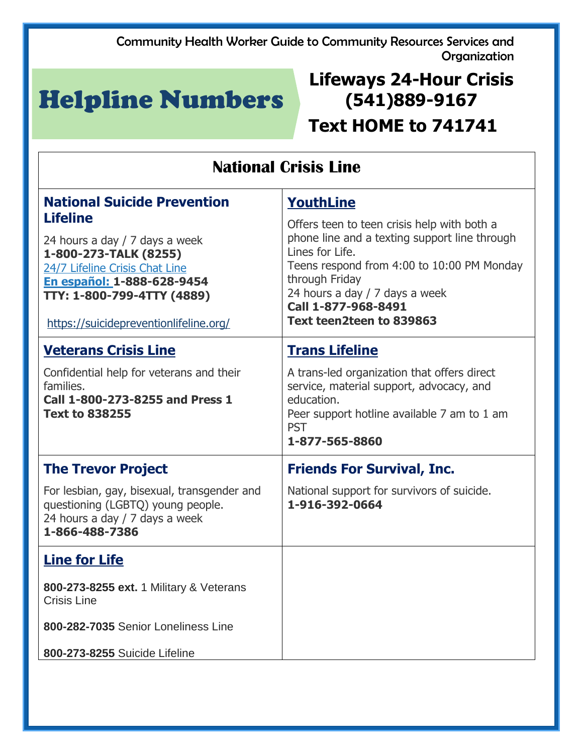Community Health Worker Guide to Community Resources Services and Organization

# Helpline Numbers

**Lifeways 24-Hour Crisis (541)889-9167**

**Text HOME to 741741**

## National Crisis Line

### National Suicide Prevention Lifeline

24 hours a day / 7 days a week
**1-800-273-TALK (8255)**
24/7 Lifeline Crisis Chat Line
**En español: 1-888-628-9454**
**TTY: 1-800-799-4TTY (4889)**

https://suicidepreventionlifeline.org/

### YouthLine

Offers teen to teen crisis help with both a phone line and a texting support line through Lines for Life.
Teens respond from 4:00 to 10:00 PM Monday through Friday
24 hours a day / 7 days a week
**Call 1-877-968-8491**
**Text teen2teen to 839863**

### Veterans Crisis Line

Confidential help for veterans and their families.
**Call 1-800-273-8255 and Press 1**
**Text to 838255**

### Trans Lifeline

A trans-led organization that offers direct service, material support, advocacy, and education.
Peer support hotline available 7 am to 1 am PST
**1-877-565-8860**

### The Trevor Project

For lesbian, gay, bisexual, transgender and questioning (LGBTQ) young people.
24 hours a day / 7 days a week
**1-866-488-7386**

### Friends For Survival, Inc.

National support for survivors of suicide.
**1-916-392-0664**

### Line for Life

**800-273-8255 ext.** 1 Military & Veterans Crisis Line

**800-282-7035** Senior Loneliness Line

**800-273-8255** Suicide Lifeline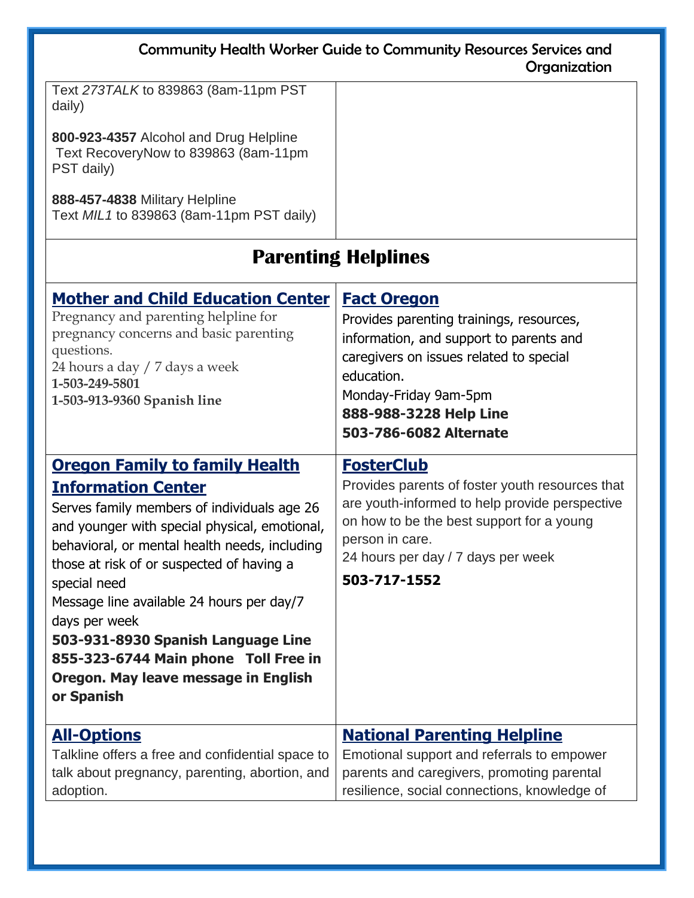| | |
|---|---|
| Text *273TALK* to 839863 (8am-11pm PST daily)<br><br>**800-923-4357** Alcohol and Drug Helpline<br>Text RecoveryNow to 839863 (8am-11pm PST daily)<br><br>**888-457-4838** Military Helpline<br>Text *MIL1* to 839863 (8am-11pm PST daily) | |

## Parenting Helplines

| | |
|---|---|
| **Mother and Child Education Center**<br>Pregnancy and parenting helpline for pregnancy concerns and basic parenting questions.<br>24 hours a day / 7 days a week<br>**1-503-249-5801**<br>**1-503-913-9360 Spanish line** | **Fact Oregon**<br>Provides parenting trainings, resources, information, and support to parents and caregivers on issues related to special education.<br>Monday-Friday 9am-5pm<br>**888-988-3228 Help Line**<br>**503-786-6082 Alternate** |
| **Oregon Family to family Health Information Center**<br>Serves family members of individuals age 26 and younger with special physical, emotional, behavioral, or mental health needs, including those at risk of or suspected of having a special need<br>Message line available 24 hours per day/7 days per week<br>**503-931-8930 Spanish Language Line**<br>**855-323-6744 Main phone Toll Free in Oregon. May leave message in English or Spanish** | **FosterClub**<br>Provides parents of foster youth resources that are youth-informed to help provide perspective on how to be the best support for a young person in care.<br>24 hours per day / 7 days per week<br>**503-717-1552** |
| **All-Options**<br>Talkline offers a free and confidential space to talk about pregnancy, parenting, abortion, and adoption. | **National Parenting Helpline**<br>Emotional support and referrals to empower parents and caregivers, promoting parental resilience, social connections, knowledge of |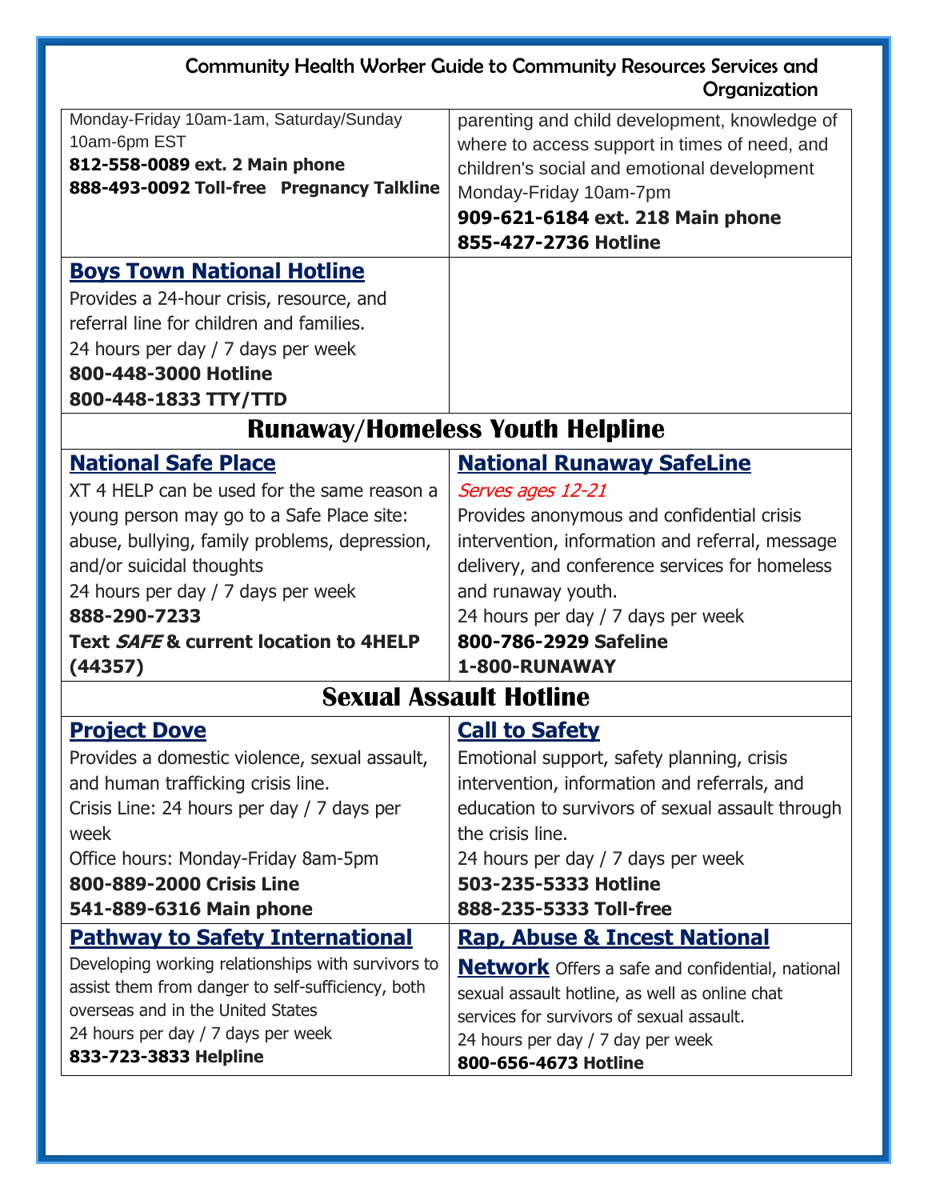Monday-Friday 10am-1am, Saturday/Sunday 10am-6pm EST
**812-558-0089 ext. 2 Main phone**
**888-493-0092 Toll-free Pregnancy Talkline**

parenting and child development, knowledge of where to access support in times of need, and children's social and emotional development
Monday-Friday 10am-7pm
**909-621-6184 ext. 218 Main phone**
**855-427-2736 Hotline**

### Boys Town National Hotline

Provides a 24-hour crisis, resource, and referral line for children and families.
24 hours per day / 7 days per week
**800-448-3000 Hotline**
**800-448-1833 TTY/TTD**

## Runaway/Homeless Youth Helpline

### National Safe Place

XT 4 HELP can be used for the same reason a young person may go to a Safe Place site: abuse, bullying, family problems, depression, and/or suicidal thoughts
24 hours per day / 7 days per week
**888-290-7233**
**Text *SAFE* & current location to 4HELP (44357)**

### National Runaway SafeLine

*Serves ages 12-21*
Provides anonymous and confidential crisis intervention, information and referral, message delivery, and conference services for homeless and runaway youth.
24 hours per day / 7 days per week
**800-786-2929 Safeline**
**1-800-RUNAWAY**

## Sexual Assault Hotline

### Project Dove

Provides a domestic violence, sexual assault, and human trafficking crisis line.
Crisis Line: 24 hours per day / 7 days per week
Office hours: Monday-Friday 8am-5pm
**800-889-2000 Crisis Line**
**541-889-6316 Main phone**

### Call to Safety

Emotional support, safety planning, crisis intervention, information and referrals, and education to survivors of sexual assault through the crisis line.
24 hours per day / 7 days per week
**503-235-5333 Hotline**
**888-235-5333 Toll-free**

### Pathway to Safety International

Developing working relationships with survivors to assist them from danger to self-sufficiency, both overseas and in the United States
24 hours per day / 7 days per week
**833-723-3833 Helpline**

### Rap, Abuse & Incest National Network

Offers a safe and confidential, national sexual assault hotline, as well as online chat services for survivors of sexual assault.
24 hours per day / 7 day per week
**800-656-4673 Hotline**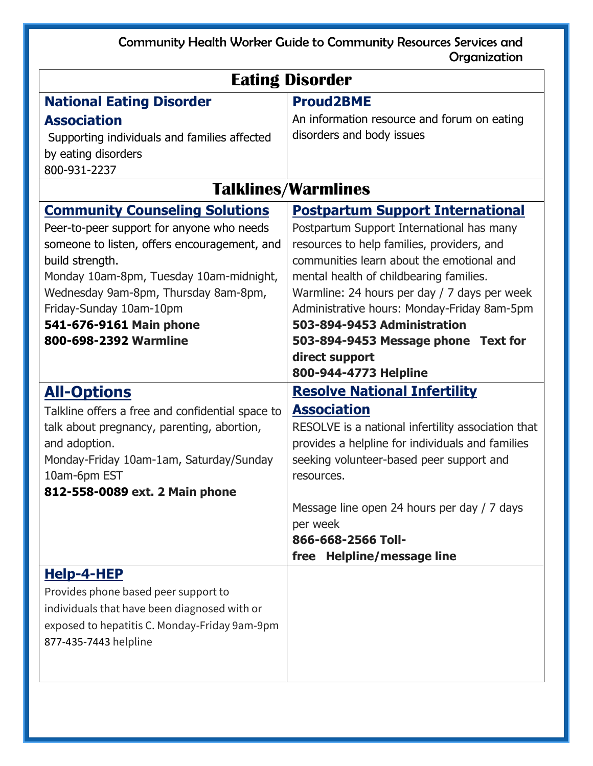## Eating Disorder

### National Eating Disorder Association

Supporting individuals and families affected by eating disorders
800-931-2237

### Proud2BME

An information resource and forum on eating disorders and body issues

## Talklines/Warmlines

### Community Counseling Solutions

Peer-to-peer support for anyone who needs someone to listen, offers encouragement, and build strength.
Monday 10am-8pm, Tuesday 10am-midnight, Wednesday 9am-8pm, Thursday 8am-8pm, Friday-Sunday 10am-10pm
**541-676-9161 Main phone**
**800-698-2392 Warmline**

### Postpartum Support International

Postpartum Support International has many resources to help families, providers, and communities learn about the emotional and mental health of childbearing families.
Warmline: 24 hours per day / 7 days per week
Administrative hours: Monday-Friday 8am-5pm
**503-894-9453 Administration**
**503-894-9453 Message phone Text for direct support**
**800-944-4773 Helpline**

### All-Options

Talkline offers a free and confidential space to talk about pregnancy, parenting, abortion, and adoption.
Monday-Friday 10am-1am, Saturday/Sunday 10am-6pm EST
**812-558-0089 ext. 2 Main phone**

### Resolve National Infertility Association

RESOLVE is a national infertility association that provides a helpline for individuals and families seeking volunteer-based peer support and resources.

Message line open 24 hours per day / 7 days per week
**866-668-2566 Toll-free Helpline/message line**

### Help-4-HEP

Provides phone based peer support to individuals that have been diagnosed with or exposed to hepatitis C. Monday-Friday 9am-9pm
877-435-7443 helpline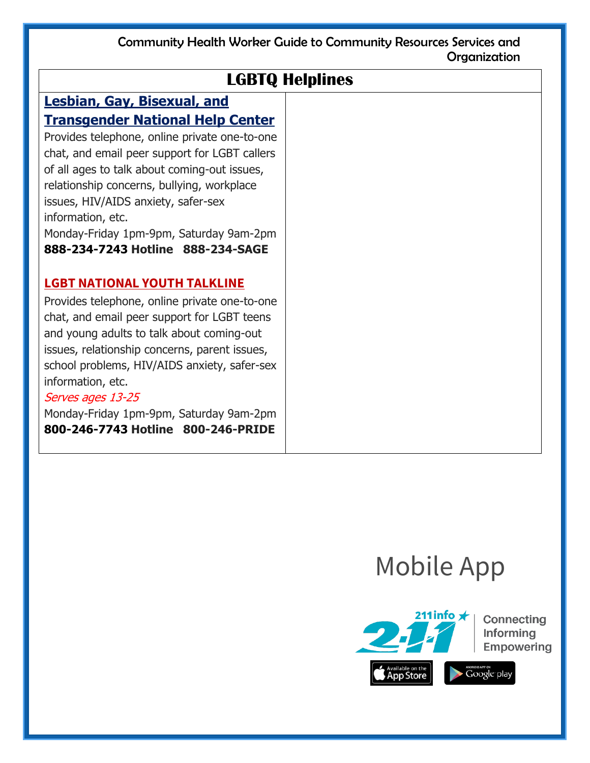## LGBTQ Helplines

### Lesbian, Gay, Bisexual, and Transgender National Help Center

Provides telephone, online private one-to-one chat, and email peer support for LGBT callers of all ages to talk about coming-out issues, relationship concerns, bullying, workplace issues, HIV/AIDS anxiety, safer-sex information, etc.

Monday-Friday 1pm-9pm, Saturday 9am-2pm

**888-234-7243 Hotline  888-234-SAGE**

### LGBT NATIONAL YOUTH TALKLINE

Provides telephone, online private one-to-one chat, and email peer support for LGBT teens and young adults to talk about coming-out issues, relationship concerns, parent issues, school problems, HIV/AIDS anxiety, safer-sex information, etc.

*Serves ages 13-25*

Monday-Friday 1pm-9pm, Saturday 9am-2pm

**800-246-7743 Hotline  800-246-PRIDE**

Mobile App

211info 2-1-1 Connecting Informing Empowering

Available on the App Store

Android App on Google play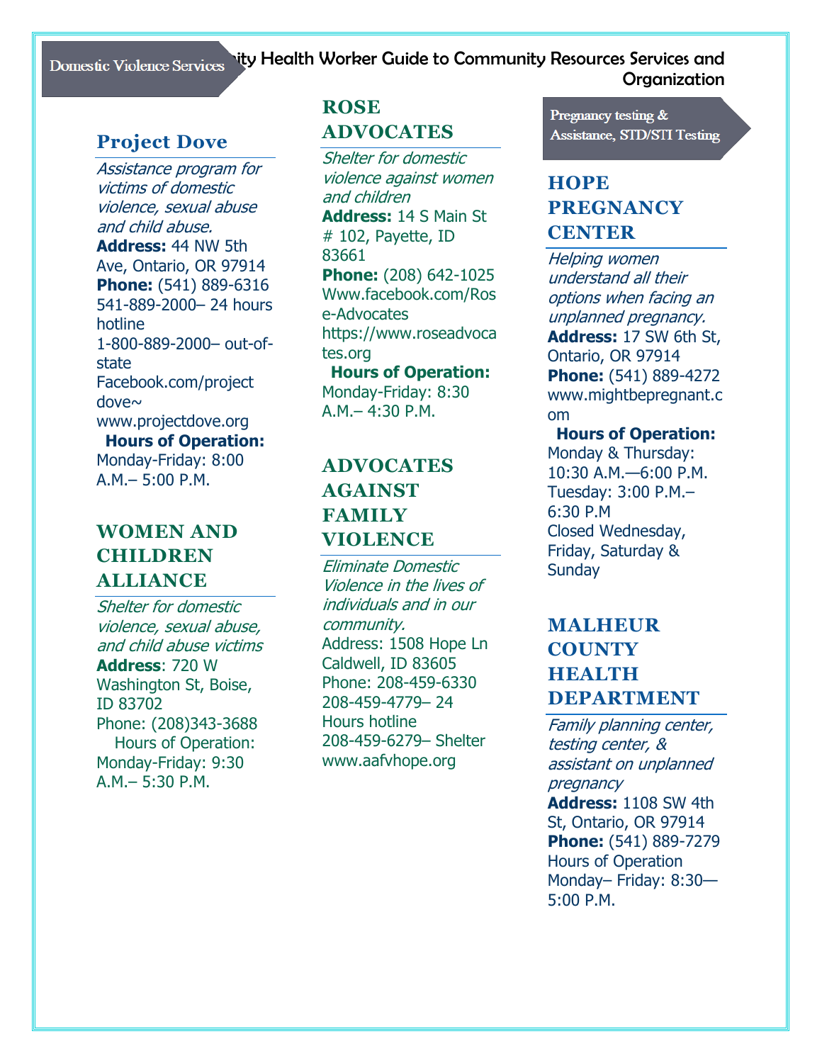## Domestic Violence Services

### Project Dove

*Assistance program for victims of domestic violence, sexual abuse and child abuse.*

**Address:** 44 NW 5th Ave, Ontario, OR 97914

**Phone:** (541) 889-6316

541-889-2000– 24 hours hotline

1-800-889-2000– out-of-state

Facebook.com/project dove~

www.projectdove.org

**Hours of Operation:**

Monday-Friday: 8:00 A.M.– 5:00 P.M.

### WOMEN AND CHILDREN ALLIANCE

*Shelter for domestic violence, sexual abuse, and child abuse victims*

**Address**: 720 W Washington St, Boise, ID 83702

Phone: (208)343-3688

Hours of Operation:

Monday-Friday: 9:30 A.M.– 5:30 P.M.

### ROSE ADVOCATES

*Shelter for domestic violence against women and children*

**Address:** 14 S Main St # 102, Payette, ID 83661

**Phone:** (208) 642-1025

Www.facebook.com/Rose-Advocates

https://www.roseadvocates.org

**Hours of Operation:**

Monday-Friday: 8:30 A.M.– 4:30 P.M.

### ADVOCATES AGAINST FAMILY VIOLENCE

*Eliminate Domestic Violence in the lives of individuals and in our community.*

Address: 1508 Hope Ln Caldwell, ID 83605

Phone: 208-459-6330

208-459-4779– 24 Hours hotline

208-459-6279– Shelter

www.aafvhope.org

## Pregnancy testing & Assistance, STD/STI Testing

### HOPE PREGNANCY CENTER

*Helping women understand all their options when facing an unplanned pregnancy.*

**Address:** 17 SW 6th St, Ontario, OR 97914

**Phone:** (541) 889-4272

www.mightbepregnant.com

**Hours of Operation:**

Monday & Thursday: 10:30 A.M.—6:00 P.M.

Tuesday: 3:00 P.M.– 6:30 P.M

Closed Wednesday, Friday, Saturday & Sunday

### MALHEUR COUNTY HEALTH DEPARTMENT

*Family planning center, testing center, & assistant on unplanned pregnancy*

**Address:** 1108 SW 4th St, Ontario, OR 97914

**Phone:** (541) 889-7279

Hours of Operation

Monday– Friday: 8:30—5:00 P.M.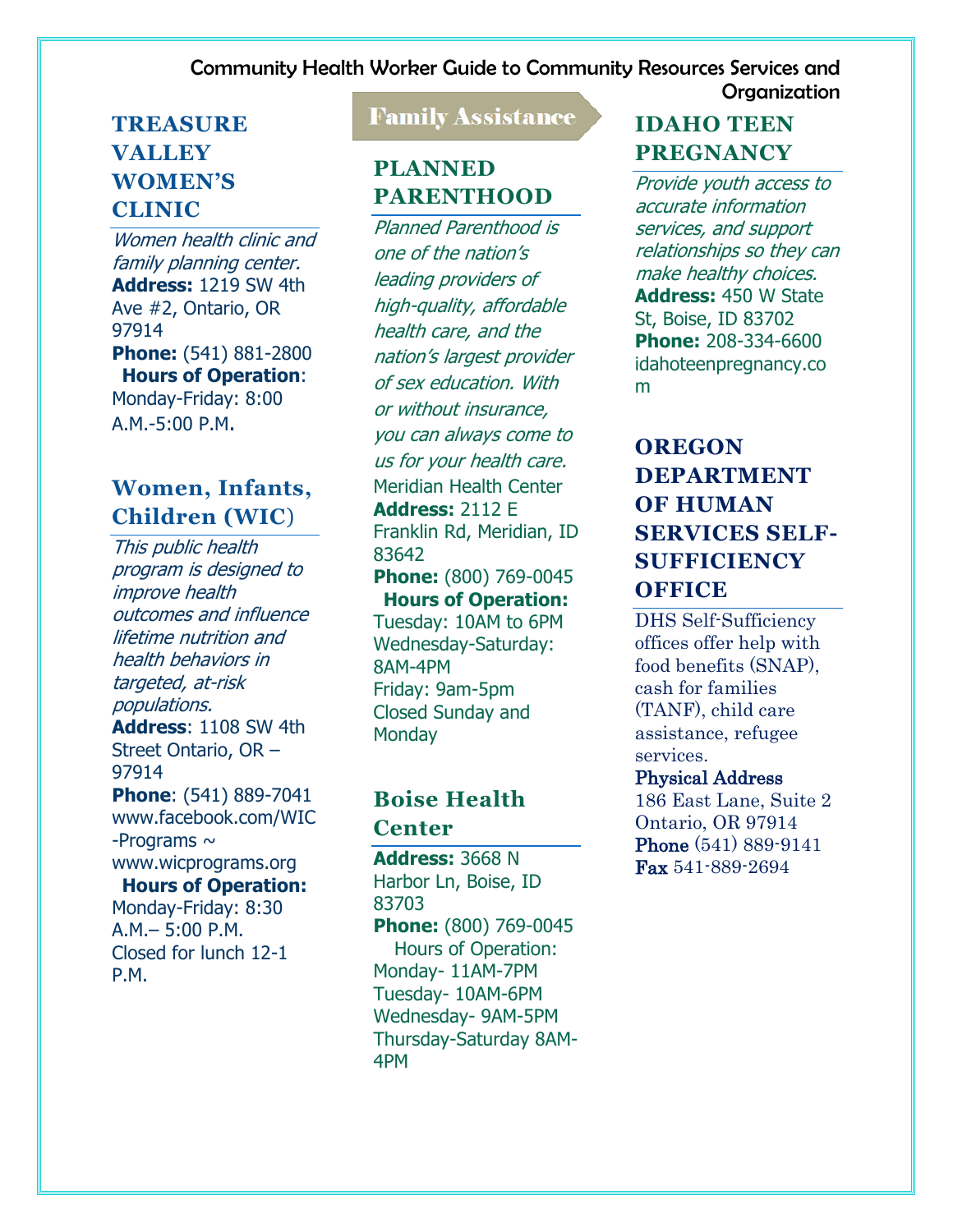## TREASURE VALLEY WOMEN'S CLINIC

*Women health clinic and family planning center.*

**Address:** 1219 SW 4th Ave #2, Ontario, OR 97914

**Phone:** (541) 881-2800

**Hours of Operation**: Monday-Friday: 8:00 A.M.-5:00 P.M.

## Women, Infants, Children (WIC)

*This public health program is designed to improve health outcomes and influence lifetime nutrition and health behaviors in targeted, at-risk populations.*

**Address**: 1108 SW 4th Street Ontario, OR – 97914

**Phone**: (541) 889-7041

www.facebook.com/WIC-Programs ~ www.wicprograms.org

**Hours of Operation:** Monday-Friday: 8:30 A.M.– 5:00 P.M. Closed for lunch 12-1 P.M.

# Family Assistance

## PLANNED PARENTHOOD

*Planned Parenthood is one of the nation's leading providers of high-quality, affordable health care, and the nation's largest provider of sex education. With or without insurance, you can always come to us for your health care.*

Meridian Health Center

**Address:** 2112 E Franklin Rd, Meridian, ID 83642

**Phone:** (800) 769-0045

**Hours of Operation:**

Tuesday: 10AM to 6PM
Wednesday-Saturday: 8AM-4PM
Friday: 9am-5pm
Closed Sunday and Monday

## Boise Health Center

**Address:** 3668 N Harbor Ln, Boise, ID 83703

**Phone:** (800) 769-0045

Hours of Operation:

Monday- 11AM-7PM
Tuesday- 10AM-6PM
Wednesday- 9AM-5PM
Thursday-Saturday 8AM-4PM

## IDAHO TEEN PREGNANCY

*Provide youth access to accurate information services, and support relationships so they can make healthy choices.*

**Address:** 450 W State St, Boise, ID 83702

**Phone:** 208-334-6600

idahoteenpregnancy.com

## OREGON DEPARTMENT OF HUMAN SERVICES SELF-SUFFICIENCY OFFICE

DHS Self-Sufficiency offices offer help with food benefits (SNAP), cash for families (TANF), child care assistance, refugee services.

**Physical Address**
186 East Lane, Suite 2
Ontario, OR 97914

**Phone** (541) 889-9141

**Fax** 541-889-2694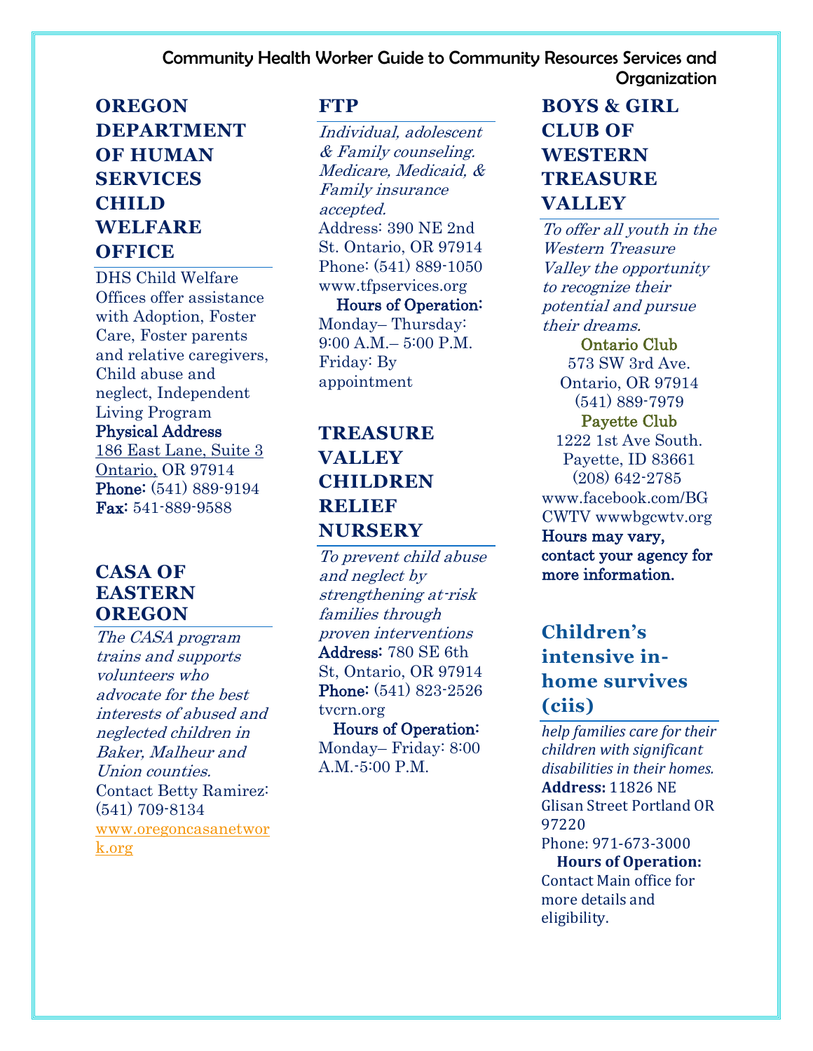## OREGON DEPARTMENT OF HUMAN SERVICES CHILD WELFARE OFFICE

DHS Child Welfare Offices offer assistance with Adoption, Foster Care, Foster parents and relative caregivers, Child abuse and neglect, Independent Living Program

**Physical Address**
186 East Lane, Suite 3
Ontario, OR 97914
**Phone:** (541) 889-9194
**Fax:** 541-889-9588

## CASA OF EASTERN OREGON

*The CASA program trains and supports volunteers who advocate for the best interests of abused and neglected children in Baker, Malheur and Union counties.*

Contact Betty Ramirez: (541) 709-8134
www.oregoncasanetwork.org

## FTP

*Individual, adolescent & Family counseling. Medicare, Medicaid, & Family insurance accepted.*

Address: 390 NE 2nd St. Ontario, OR 97914
Phone: (541) 889-1050
www.tfpservices.org

**Hours of Operation:**
Monday– Thursday: 9:00 A.M.– 5:00 P.M.
Friday: By appointment

## TREASURE VALLEY CHILDREN RELIEF NURSERY

*To prevent child abuse and neglect by strengthening at-risk families through proven interventions*

**Address:** 780 SE 6th St, Ontario, OR 97914
**Phone:** (541) 823-2526
tvcrn.org

**Hours of Operation:**
Monday– Friday: 8:00 A.M.-5:00 P.M.

## BOYS & GIRL CLUB OF WESTERN TREASURE VALLEY

*To offer all youth in the Western Treasure Valley the opportunity to recognize their potential and pursue their dreams.*

**Ontario Club**
573 SW 3rd Ave.
Ontario, OR 97914
(541) 889-7979

**Payette Club**
1222 1st Ave South.
Payette, ID 83661
(208) 642-2785

www.facebook.com/BGCWTV wwwbgcwtv.org

**Hours may vary, contact your agency for more information.**

## Children's intensive in-home survives (ciis)

*help families care for their children with significant disabilities in their homes.*

**Address:** 11826 NE Glisan Street Portland OR 97220
Phone: 971-673-3000

**Hours of Operation:**
Contact Main office for more details and eligibility.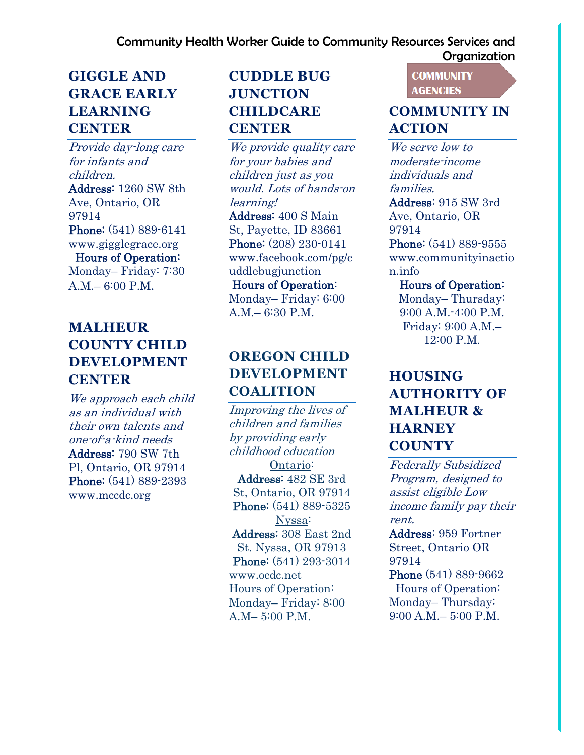## GIGGLE AND GRACE EARLY LEARNING CENTER

*Provide day-long care for infants and children.*

**Address:** 1260 SW 8th Ave, Ontario, OR 97914
**Phone:** (541) 889-6141
www.gigglegrace.org
**Hours of Operation:**
Monday– Friday: 7:30 A.M.– 6:00 P.M.

## MALHEUR COUNTY CHILD DEVELOPMENT CENTER

*We approach each child as an individual with their own talents and one-of-a-kind needs*

**Address:** 790 SW 7th Pl, Ontario, OR 97914
**Phone:** (541) 889-2393
www.mccdc.org

## CUDDLE BUG JUNCTION CHILDCARE CENTER

*We provide quality care for your babies and children just as you would. Lots of hands-on learning!*

**Address:** 400 S Main St, Payette, ID 83661
**Phone:** (208) 230-0141
www.facebook.com/pg/cuddlebugjunction
**Hours of Operation:**
Monday– Friday: 6:00 A.M.– 6:30 P.M.

## OREGON CHILD DEVELOPMENT COALITION

*Improving the lives of children and families by providing early childhood education*

Ontario:
**Address:** 482 SE 3rd St, Ontario, OR 97914
**Phone:** (541) 889-5325

Nyssa:
**Address:** 308 East 2nd St. Nyssa, OR 97913
**Phone:** (541) 293-3014

www.ocdc.net
Hours of Operation:
Monday– Friday: 8:00 A.M– 5:00 P.M.

COMMUNITY AGENCIES

## COMMUNITY IN ACTION

*We serve low to moderate-income individuals and families.*

**Address**: 915 SW 3rd Ave, Ontario, OR 97914
**Phone:** (541) 889-9555
www.communityinaction.info
**Hours of Operation:**
Monday– Thursday: 9:00 A.M.-4:00 P.M.
Friday: 9:00 A.M.– 12:00 P.M.

## HOUSING AUTHORITY OF MALHEUR & HARNEY COUNTY

*Federally Subsidized Program, designed to assist eligible Low income family pay their rent.*

**Address**: 959 Fortner Street, Ontario OR 97914
**Phone** (541) 889-9662
Hours of Operation:
Monday– Thursday: 9:00 A.M.– 5:00 P.M.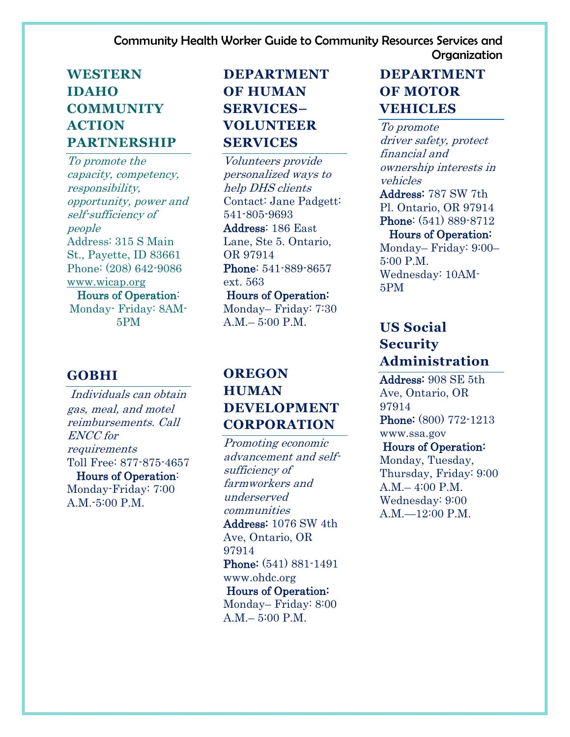## WESTERN IDAHO COMMUNITY ACTION PARTNERSHIP

*To promote the capacity, competency, responsibility, opportunity, power and self-sufficiency of people*

Address: 315 S Main St., Payette, ID 83661

Phone: (208) 642-9086

www.wicap.org

**Hours of Operation**:

Monday- Friday: 8AM-5PM

## GOBHI

*Individuals can obtain gas, meal, and motel reimbursements. Call ENCC for requirements*

Toll Free: 877-875-4657

**Hours of Operation**:

Monday-Friday: 7:00 A.M.-5:00 P.M.

## DEPARTMENT OF HUMAN SERVICES–VOLUNTEER SERVICES

*Volunteers provide personalized ways to help DHS clients*

Contact: Jane Padgett: 541-805-9693

**Address**: 186 East Lane, Ste 5. Ontario, OR 97914

**Phone**: 541-889-8657 ext. 563

**Hours of Operation:**

Monday– Friday: 7:30 A.M.– 5:00 P.M.

## OREGON HUMAN DEVELOPMENT CORPORATION

*Promoting economic advancement and self-sufficiency of farmworkers and underserved communities*

**Address:** 1076 SW 4th Ave, Ontario, OR 97914

**Phone:** (541) 881-1491

www.ohdc.org

**Hours of Operation:**

Monday– Friday: 8:00 A.M.– 5:00 P.M.

## DEPARTMENT OF MOTOR VEHICLES

*To promote driver safety, protect financial and ownership interests in vehicles*

**Address:** 787 SW 7th Pl. Ontario, OR 97914

**Phone**: (541) 889-8712

**Hours of Operation:**

Monday– Friday: 9:00–5:00 P.M.

Wednesday: 10AM-5PM

## US Social Security Administration

**Address:** 908 SE 5th Ave, Ontario, OR 97914

**Phone:** (800) 772-1213

www.ssa.gov

**Hours of Operation:**

Monday, Tuesday, Thursday, Friday: 9:00 A.M.– 4:00 P.M.

Wednesday: 9:00 A.M.—12:00 P.M.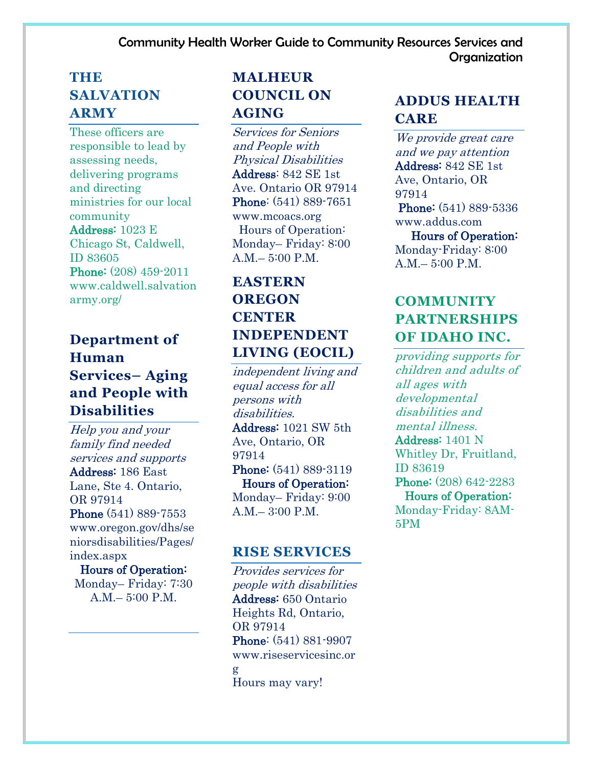Community Health Worker Guide to Community Resources Services and Organization

## THE SALVATION ARMY

These officers are responsible to lead by assessing needs, delivering programs and directing ministries for our local community

**Address:** 1023 E Chicago St, Caldwell, ID 83605

**Phone:** (208) 459-2011

www.caldwell.salvationarmy.org/

## Department of Human Services– Aging and People with Disabilities

*Help you and your family find needed services and supports*

**Address:** 186 East Lane, Ste 4. Ontario, OR 97914

**Phone** (541) 889-7553

www.oregon.gov/dhs/seniorsdisabilities/Pages/index.aspx

**Hours of Operation:**

Monday– Friday: 7:30 A.M.– 5:00 P.M.

## MALHEUR COUNCIL ON AGING

*Services for Seniors and People with Physical Disabilities*

**Address**: 842 SE 1st Ave. Ontario OR 97914

**Phone**: (541) 889-7651

www.mcoacs.org

Hours of Operation:

Monday– Friday: 8:00 A.M.– 5:00 P.M.

## EASTERN OREGON CENTER INDEPENDENT LIVING (EOCIL)

*independent living and equal access for all persons with disabilities.*

**Address:** 1021 SW 5th Ave, Ontario, OR 97914

**Phone:** (541) 889-3119

**Hours of Operation:**

Monday– Friday: 9:00 A.M.– 3:00 P.M.

## RISE SERVICES

*Provides services for people with disabilities*

**Address:** 650 Ontario Heights Rd, Ontario, OR 97914

**Phone**: (541) 881-9907

www.riseservicesinc.org

Hours may vary!

## ADDUS HEALTH CARE

*We provide great care and we pay attention*

**Address:** 842 SE 1st Ave, Ontario, OR 97914

**Phone:** (541) 889-5336

www.addus.com

**Hours of Operation:**

Monday-Friday: 8:00 A.M.– 5:00 P.M.

## COMMUNITY PARTNERSHIPS OF IDAHO INC.

*providing supports for children and adults of all ages with developmental disabilities and mental illness.*

**Address:** 1401 N Whitley Dr, Fruitland, ID 83619

**Phone:** (208) 642-2283

**Hours of Operation:**

Monday-Friday: 8AM-5PM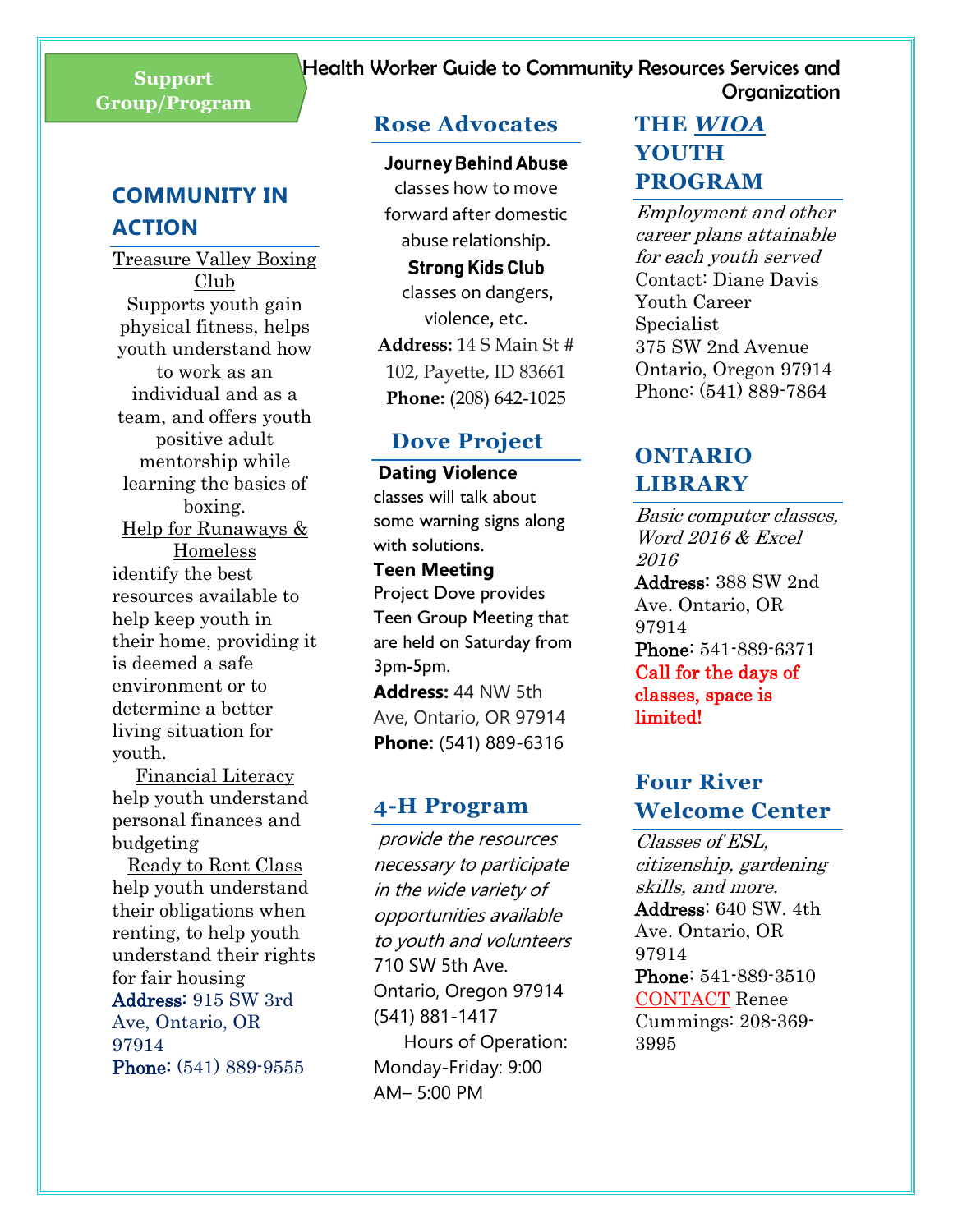Support Group/Program

# Health Worker Guide to Community Resources Services and Organization

## COMMUNITY IN ACTION

Treasure Valley Boxing Club
Supports youth gain physical fitness, helps youth understand how to work as an individual and as a team, and offers youth positive adult mentorship while learning the basics of boxing.

Help for Runaways & Homeless
identify the best resources available to help keep youth in their home, providing it is deemed a safe environment or to determine a better living situation for youth.

Financial Literacy
help youth understand personal finances and budgeting

Ready to Rent Class
help youth understand their obligations when renting, to help youth understand their rights for fair housing

**Address:** 915 SW 3rd Ave, Ontario, OR 97914
**Phone:** (541) 889-9555

## Rose Advocates

**Journey Behind Abuse**
classes how to move forward after domestic abuse relationship.

**Strong Kids Club**
classes on dangers, violence, etc.

**Address:** 14 S Main St # 102, Payette, ID 83661
**Phone:** (208) 642-1025

## Dove Project

**Dating Violence**
classes will talk about some warning signs along with solutions.

**Teen Meeting**
Project Dove provides Teen Group Meeting that are held on Saturday from 3pm-5pm.

**Address:** 44 NW 5th Ave, Ontario, OR 97914
**Phone:** (541) 889-6316

## 4-H Program

*provide the resources necessary to participate in the wide variety of opportunities available to youth and volunteers*
710 SW 5th Ave.
Ontario, Oregon 97914
(541) 881-1417
Hours of Operation:
Monday-Friday: 9:00 AM– 5:00 PM

## THE *WIOA* YOUTH PROGRAM

*Employment and other career plans attainable for each youth served*
Contact: Diane Davis
Youth Career Specialist
375 SW 2nd Avenue
Ontario, Oregon 97914
Phone: (541) 889-7864

## ONTARIO LIBRARY

*Basic computer classes, Word 2016 & Excel 2016*
**Address**: 388 SW 2nd Ave. Ontario, OR 97914
**Phone**: 541-889-6371
**Call for the days of classes, space is limited!**

## Four River Welcome Center

*Classes of ESL, citizenship, gardening skills, and more.*
**Address**: 640 SW. 4th Ave. Ontario, OR 97914
**Phone**: 541-889-3510
CONTACT Renee Cummings: 208-369-3995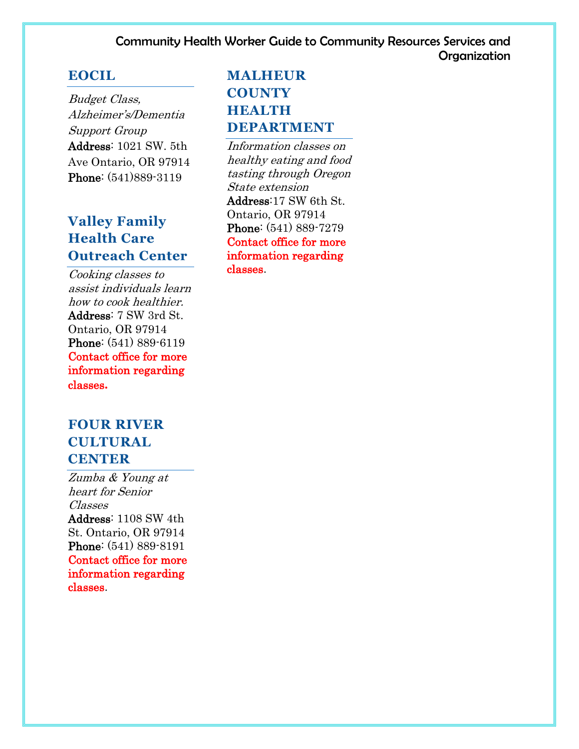## EOCIL

*Budget Class, Alzheimer's/Dementia Support Group*

**Address**: 1021 SW. 5th Ave Ontario, OR 97914
**Phone**: (541)889-3119

## Valley Family Health Care Outreach Center

*Cooking classes to assist individuals learn how to cook healthier.*

**Address**: 7 SW 3rd St. Ontario, OR 97914
**Phone**: (541) 889-6119
**Contact office for more information regarding classes.**

## FOUR RIVER CULTURAL CENTER

*Zumba & Young at heart for Senior Classes*

**Address**: 1108 SW 4th St. Ontario, OR 97914
**Phone**: (541) 889-8191
**Contact office for more information regarding classes**.

## MALHEUR COUNTY HEALTH DEPARTMENT

*Information classes on healthy eating and food tasting through Oregon State extension*

**Address**:17 SW 6th St. Ontario, OR 97914
**Phone**: (541) 889-7279
**Contact office for more information regarding classes**.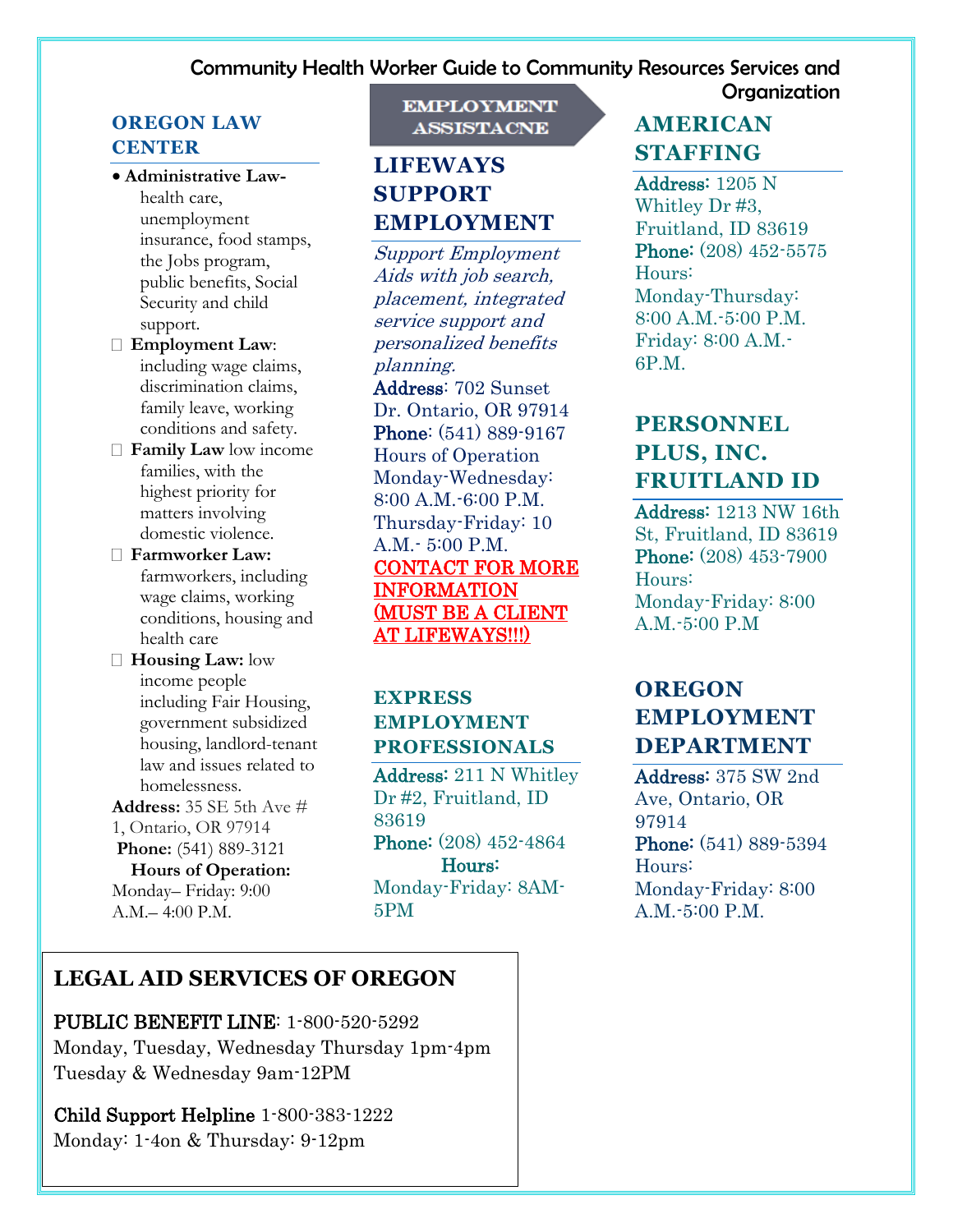Community Health Worker Guide to Community Resources Services and Organization

## OREGON LAW CENTER

- **Administrative Law-** health care, unemployment insurance, food stamps, the Jobs program, public benefits, Social Security and child support.
- **Employment Law**: including wage claims, discrimination claims, family leave, working conditions and safety.
- **Family Law** low income families, with the highest priority for matters involving domestic violence.
- **Farmworker Law:** farmworkers, including wage claims, working conditions, housing and health care
- **Housing Law:** low income people including Fair Housing, government subsidized housing, landlord-tenant law and issues related to homelessness.

**Address:** 35 SE 5th Ave # 1, Ontario, OR 97914
**Phone:** (541) 889-3121
**Hours of Operation:**
Monday– Friday: 9:00 A.M.– 4:00 P.M.

# EMPLOYMENT ASSISTACNE

## LIFEWAYS SUPPORT EMPLOYMENT

*Support Employment Aids with job search, placement, integrated service support and personalized benefits planning.*

Address: 702 Sunset Dr. Ontario, OR 97914
Phone: (541) 889-9167
Hours of Operation
Monday-Wednesday: 8:00 A.M.-6:00 P.M.
Thursday-Friday: 10 A.M.- 5:00 P.M.

**CONTACT FOR MORE INFORMATION (MUST BE A CLIENT AT LIFEWAYS!!!)**

## EXPRESS EMPLOYMENT PROFESSIONALS

Address: 211 N Whitley Dr #2, Fruitland, ID 83619
Phone: (208) 452-4864
Hours:
Monday-Friday: 8AM-5PM

## AMERICAN STAFFING

Address: 1205 N Whitley Dr #3, Fruitland, ID 83619
Phone: (208) 452-5575
Hours:
Monday-Thursday: 8:00 A.M.-5:00 P.M.
Friday: 8:00 A.M.-6P.M.

## PERSONNEL PLUS, INC. FRUITLAND ID

Address: 1213 NW 16th St, Fruitland, ID 83619
Phone: (208) 453-7900
Hours:
Monday-Friday: 8:00 A.M.-5:00 P.M

## OREGON EMPLOYMENT DEPARTMENT

Address: 375 SW 2nd Ave, Ontario, OR 97914
Phone: (541) 889-5394
Hours:
Monday-Friday: 8:00 A.M.-5:00 P.M.

## LEGAL AID SERVICES OF OREGON

PUBLIC BENEFIT LINE: 1-800-520-5292
Monday, Tuesday, Wednesday Thursday 1pm-4pm
Tuesday & Wednesday 9am-12PM

Child Support Helpline 1-800-383-1222
Monday: 1-4on & Thursday: 9-12pm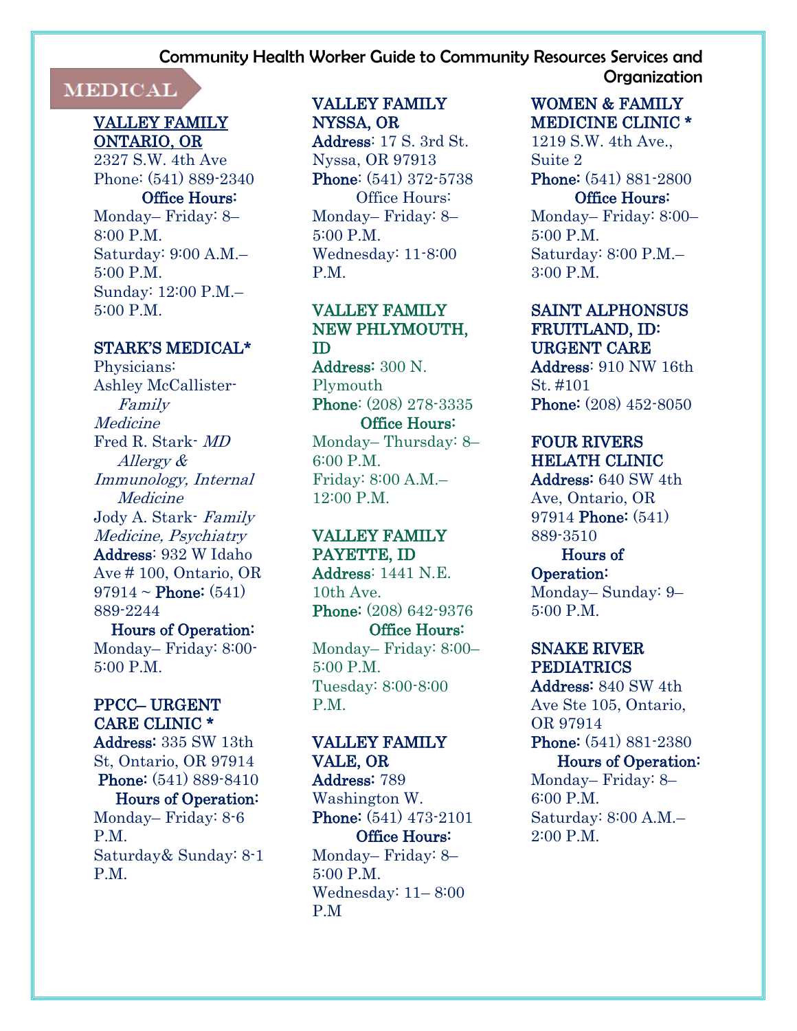Community Health Worker Guide to Community Resources Services and Organization

## MEDICAL

### VALLEY FAMILY ONTARIO, OR

2327 S.W. 4th Ave
Phone: (541) 889-2340

**Office Hours:**
Monday– Friday: 8– 8:00 P.M.
Saturday: 9:00 A.M.– 5:00 P.M.
Sunday: 12:00 P.M.– 5:00 P.M.

### STARK'S MEDICAL*

Physicians:
Ashley McCallister- *Family Medicine*
Fred R. Stark- *MD Allergy & Immunology, Internal Medicine*
Jody A. Stark- *Family Medicine, Psychiatry*
**Address**: 932 W Idaho Ave # 100, Ontario, OR 97914 ~ **Phone:** (541) 889-2244

**Hours of Operation:**
Monday– Friday: 8:00- 5:00 P.M.

### PPCC– URGENT CARE CLINIC *

**Address:** 335 SW 13th St, Ontario, OR 97914
**Phone:** (541) 889-8410

**Hours of Operation:**
Monday– Friday: 8-6 P.M.
Saturday& Sunday: 8-1 P.M.

### VALLEY FAMILY NYSSA, OR

**Address**: 17 S. 3rd St. Nyssa, OR 97913
**Phone**: (541) 372-5738

Office Hours:
Monday– Friday: 8– 5:00 P.M.
Wednesday: 11-8:00 P.M.

### VALLEY FAMILY NEW PHLYMOUTH, ID

**Address:** 300 N. Plymouth
**Phone**: (208) 278-3335

**Office Hours:**
Monday– Thursday: 8– 6:00 P.M.
Friday: 8:00 A.M.– 12:00 P.M.

### VALLEY FAMILY PAYETTE, ID

**Address**: 1441 N.E. 10th Ave.
**Phone:** (208) 642-9376

**Office Hours:**
Monday– Friday: 8:00– 5:00 P.M.
Tuesday: 8:00-8:00 P.M.

### VALLEY FAMILY VALE, OR

**Address:** 789 Washington W.
**Phone:** (541) 473-2101

**Office Hours:**
Monday– Friday: 8– 5:00 P.M.
Wednesday: 11– 8:00 P.M

### WOMEN & FAMILY MEDICINE CLINIC *

1219 S.W. 4th Ave., Suite 2
**Phone:** (541) 881-2800

**Office Hours:**
Monday– Friday: 8:00– 5:00 P.M.
Saturday: 8:00 P.M.– 3:00 P.M.

### SAINT ALPHONSUS FRUITLAND, ID: URGENT CARE

**Address**: 910 NW 16th St. #101
**Phone:** (208) 452-8050

### FOUR RIVERS HELATH CLINIC

**Address:** 640 SW 4th Ave, Ontario, OR 97914 **Phone:** (541) 889-3510

**Hours of Operation:**
Monday– Sunday: 9– 5:00 P.M.

### SNAKE RIVER PEDIATRICS

**Address:** 840 SW 4th Ave Ste 105, Ontario, OR 97914
**Phone:** (541) 881-2380

**Hours of Operation:**
Monday– Friday: 8– 6:00 P.M.
Saturday: 8:00 A.M.– 2:00 P.M.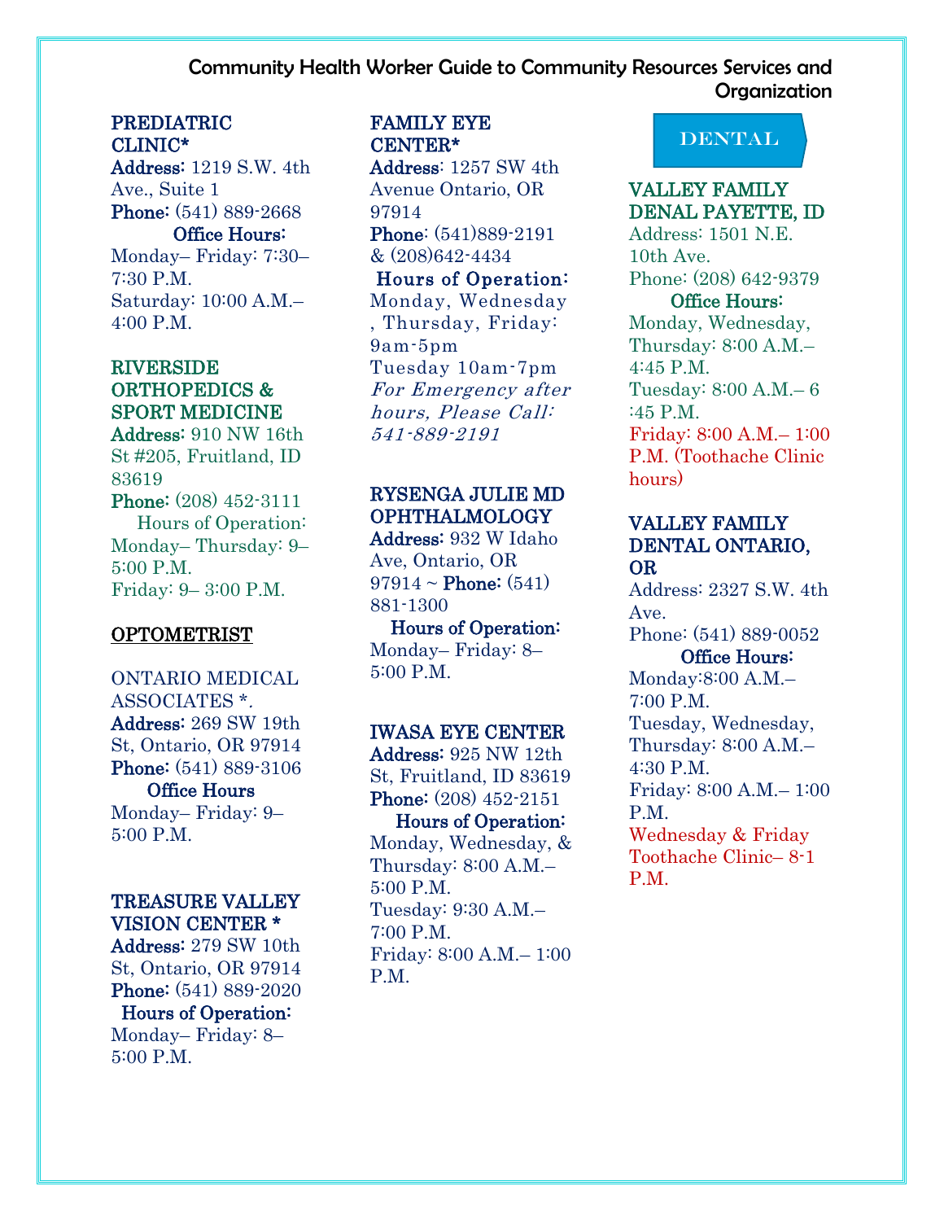Community Health Worker Guide to Community Resources Services and Organization

**PREDIATRIC CLINIC***
**Address:** 1219 S.W. 4th Ave., Suite 1
**Phone:** (541) 889-2668
**Office Hours:**
Monday– Friday: 7:30– 7:30 P.M.
Saturday: 10:00 A.M.– 4:00 P.M.

**RIVERSIDE ORTHOPEDICS & SPORT MEDICINE**
**Address:** 910 NW 16th St #205, Fruitland, ID 83619
**Phone:** (208) 452-3111
Hours of Operation:
Monday– Thursday: 9– 5:00 P.M.
Friday: 9– 3:00 P.M.

## OPTOMETRIST

ONTARIO MEDICAL ASSOCIATES *.
**Address:** 269 SW 19th St, Ontario, OR 97914
**Phone:** (541) 889-3106
**Office Hours**
Monday– Friday: 9– 5:00 P.M.

**TREASURE VALLEY VISION CENTER ***
**Address:** 279 SW 10th St, Ontario, OR 97914
**Phone:** (541) 889-2020
**Hours of Operation:**
Monday– Friday: 8– 5:00 P.M.

**FAMILY EYE CENTER***
**Address**: 1257 SW 4th Avenue Ontario, OR 97914
**Phone**: (541)889-2191 & (208)642-4434
**Hours of Operation:**
Monday, Wednesday , Thursday, Friday: 9am-5pm
Tuesday 10am-7pm
*For Emergency after hours, Please Call: 541-889-2191*

**RYSENGA JULIE MD OPHTHALMOLOGY**
**Address:** 932 W Idaho Ave, Ontario, OR 97914 ~ **Phone:** (541) 881-1300
**Hours of Operation:**
Monday– Friday: 8– 5:00 P.M.

**IWASA EYE CENTER**
**Address:** 925 NW 12th St, Fruitland, ID 83619
**Phone:** (208) 452-2151
**Hours of Operation:**
Monday, Wednesday, & Thursday: 8:00 A.M.– 5:00 P.M.
Tuesday: 9:30 A.M.– 7:00 P.M.
Friday: 8:00 A.M.– 1:00 P.M.

## DENTAL

**VALLEY FAMILY DENAL PAYETTE, ID**
Address: 1501 N.E. 10th Ave.
Phone: (208) 642-9379
**Office Hours:**
Monday, Wednesday, Thursday: 8:00 A.M.– 4:45 P.M.
Tuesday: 8:00 A.M.– 6 :45 P.M.
Friday: 8:00 A.M.– 1:00 P.M. (Toothache Clinic hours)

**VALLEY FAMILY DENTAL ONTARIO, OR**
Address: 2327 S.W. 4th Ave.
Phone: (541) 889-0052
**Office Hours:**
Monday:8:00 A.M.– 7:00 P.M.
Tuesday, Wednesday, Thursday: 8:00 A.M.– 4:30 P.M.
Friday: 8:00 A.M.– 1:00 P.M.
Wednesday & Friday Toothache Clinic– 8-1 P.M.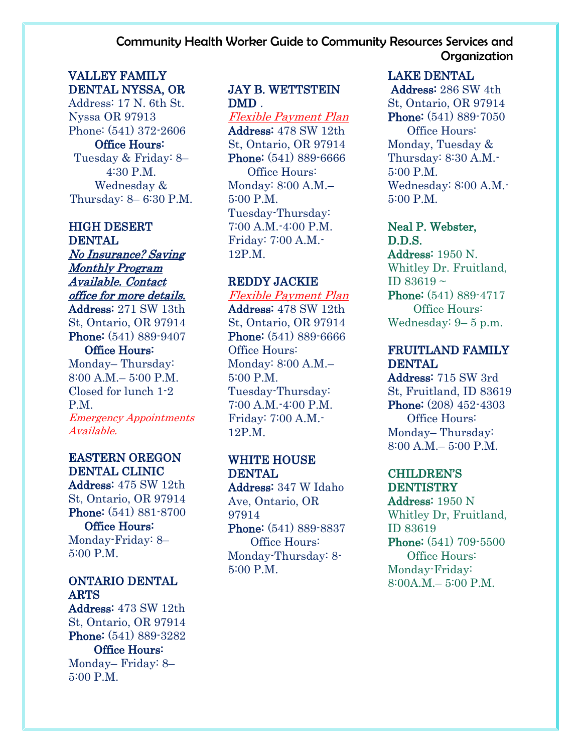Community Health Worker Guide to Community Resources Services and Organization

**VALLEY FAMILY DENTAL NYSSA, OR**
Address: 17 N. 6th St. Nyssa OR 97913
Phone: (541) 372-2606
**Office Hours:**
Tuesday & Friday: 8– 4:30 P.M.
Wednesday & Thursday: 8– 6:30 P.M.

**HIGH DESERT DENTAL**
*No Insurance? Saving Monthly Program Available. Contact office for more details.*
**Address:** 271 SW 13th St, Ontario, OR 97914
**Phone:** (541) 889-9407
**Office Hours:**
Monday– Thursday: 8:00 A.M.– 5:00 P.M. Closed for lunch 1-2 P.M.
*Emergency Appointments Available.*

**EASTERN OREGON DENTAL CLINIC**
**Address:** 475 SW 12th St, Ontario, OR 97914
**Phone:** (541) 881-8700
**Office Hours:**
Monday-Friday: 8– 5:00 P.M.

**ONTARIO DENTAL ARTS**
**Address:** 473 SW 12th St, Ontario, OR 97914
**Phone:** (541) 889-3282
**Office Hours:**
Monday– Friday: 8– 5:00 P.M.

**JAY B. WETTSTEIN DMD .**
*Flexible Payment Plan*
**Address:** 478 SW 12th St, Ontario, OR 97914
**Phone:** (541) 889-6666
Office Hours:
Monday: 8:00 A.M.– 5:00 P.M.
Tuesday-Thursday: 7:00 A.M.-4:00 P.M.
Friday: 7:00 A.M.- 12P.M.

**REDDY JACKIE**
*Flexible Payment Plan*
**Address:** 478 SW 12th St, Ontario, OR 97914
**Phone:** (541) 889-6666
Office Hours:
Monday: 8:00 A.M.– 5:00 P.M.
Tuesday-Thursday: 7:00 A.M.-4:00 P.M.
Friday: 7:00 A.M.- 12P.M.

**WHITE HOUSE DENTAL**
**Address:** 347 W Idaho Ave, Ontario, OR 97914
**Phone:** (541) 889-8837
Office Hours:
Monday-Thursday: 8- 5:00 P.M.

**LAKE DENTAL**
**Address:** 286 SW 4th St, Ontario, OR 97914
**Phone:** (541) 889-7050
Office Hours:
Monday, Tuesday & Thursday: 8:30 A.M.- 5:00 P.M.
Wednesday: 8:00 A.M.- 5:00 P.M.

**Neal P. Webster, D.D.S.**
**Address:** 1950 N. Whitley Dr. Fruitland, ID 83619 ~
**Phone:** (541) 889-4717
Office Hours:
Wednesday: 9– 5 p.m.

**FRUITLAND FAMILY DENTAL**
**Address:** 715 SW 3rd St, Fruitland, ID 83619
**Phone:** (208) 452-4303
Office Hours:
Monday– Thursday: 8:00 A.M.– 5:00 P.M.

**CHILDREN'S DENTISTRY**
**Address:** 1950 N Whitley Dr, Fruitland, ID 83619
**Phone:** (541) 709-5500
Office Hours:
Monday-Friday: 8:00A.M.– 5:00 P.M.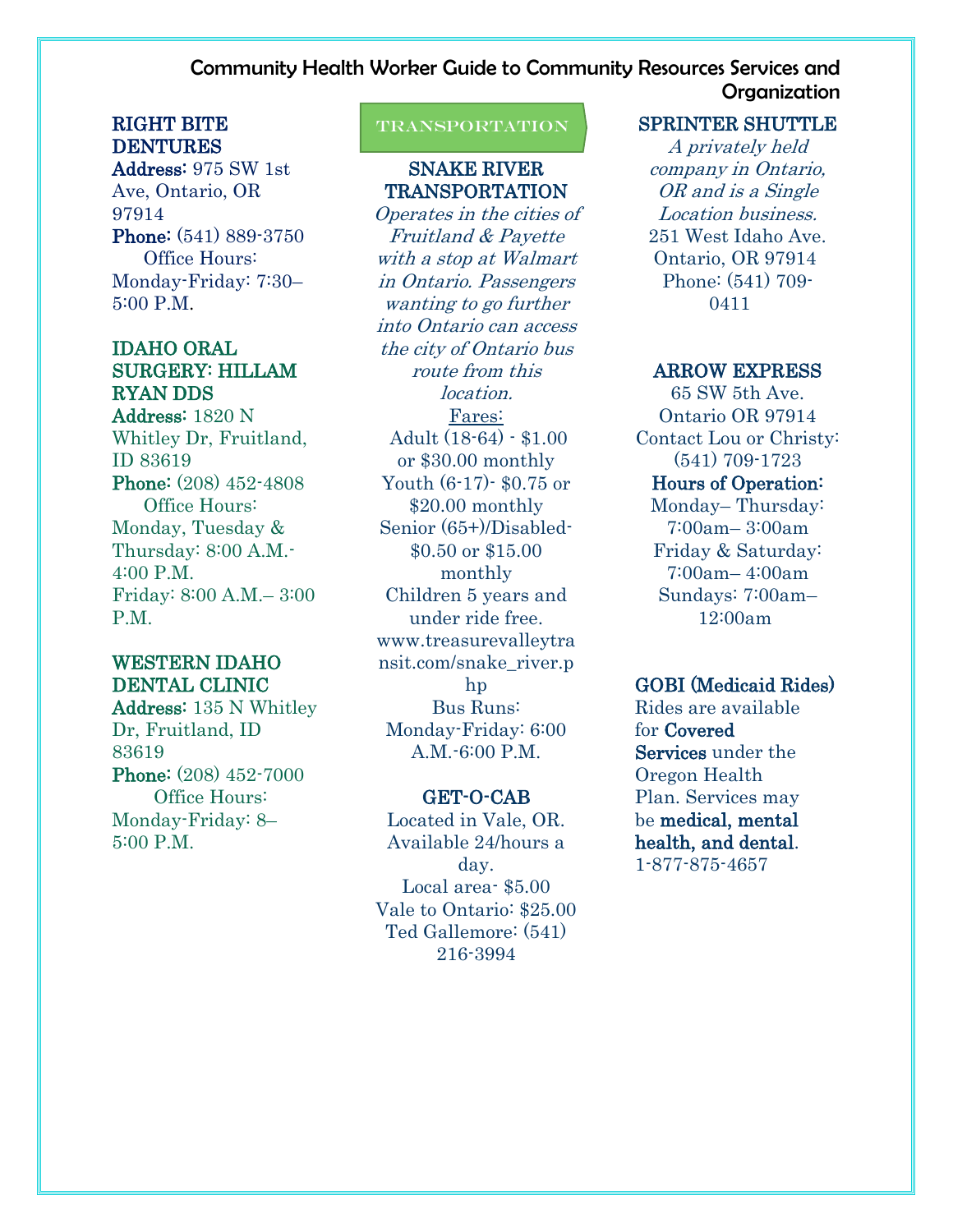Community Health Worker Guide to Community Resources Services and Organization

### RIGHT BITE DENTURES

**Address:** 975 SW 1st Ave, Ontario, OR 97914
**Phone:** (541) 889-3750
Office Hours:
Monday-Friday: 7:30–5:00 P.M.

### IDAHO ORAL SURGERY: HILLAM RYAN DDS

**Address:** 1820 N Whitley Dr, Fruitland, ID 83619
**Phone:** (208) 452-4808
Office Hours:
Monday, Tuesday & Thursday: 8:00 A.M.-4:00 P.M.
Friday: 8:00 A.M.– 3:00 P.M.

### WESTERN IDAHO DENTAL CLINIC

**Address:** 135 N Whitley Dr, Fruitland, ID 83619
**Phone:** (208) 452-7000
Office Hours:
Monday-Friday: 8–5:00 P.M.

## TRANSPORTATION

### SNAKE RIVER TRANSPORTATION

*Operates in the cities of Fruitland & Payette with a stop at Walmart in Ontario. Passengers wanting to go further into Ontario can access the city of Ontario bus route from this location.*

Fares:
Adult (18-64) - $1.00 or $30.00 monthly
Youth (6-17)- $0.75 or $20.00 monthly
Senior (65+)/Disabled- $0.50 or $15.00 monthly
Children 5 years and under ride free.
www.treasurevalleytransit.com/snake_river.php
Bus Runs:
Monday-Friday: 6:00 A.M.-6:00 P.M.

### GET-O-CAB

Located in Vale, OR.
Available 24/hours a day.
Local area- $5.00
Vale to Ontario: $25.00
Ted Gallemore: (541) 216-3994

### SPRINTER SHUTTLE

*A privately held company in Ontario, OR and is a Single Location business.*
251 West Idaho Ave.
Ontario, OR 97914
Phone: (541) 709-0411

### ARROW EXPRESS

65 SW 5th Ave.
Ontario OR 97914
Contact Lou or Christy: (541) 709-1723
**Hours of Operation:**
Monday– Thursday: 7:00am– 3:00am
Friday & Saturday: 7:00am– 4:00am
Sundays: 7:00am– 12:00am

### GOBI (Medicaid Rides)

Rides are available for **Covered Services** under the Oregon Health Plan. Services may be **medical, mental health, and dental**.
1-877-875-4657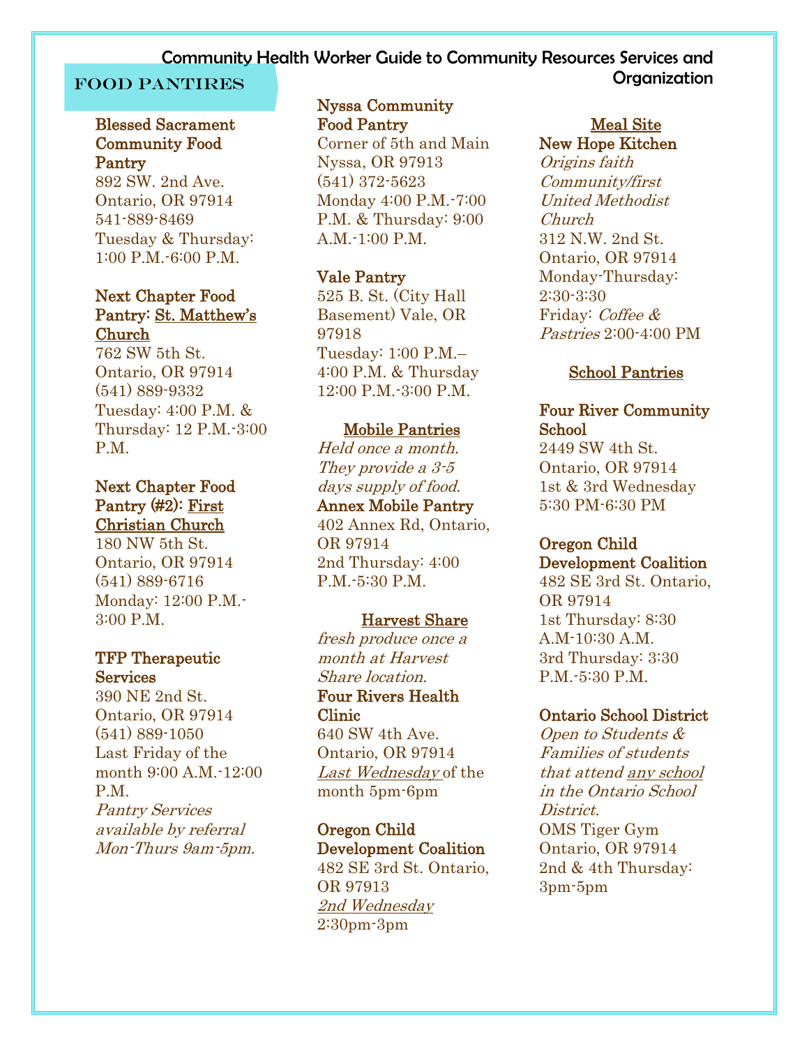# Community Health Worker Guide to Community Resources Services and Organization

## FOOD PANTIRES

**Blessed Sacrament Community Food Pantry**
892 SW. 2nd Ave.
Ontario, OR 97914
541-889-8469
Tuesday & Thursday: 1:00 P.M.-6:00 P.M.

**Next Chapter Food Pantry: St. Matthew's Church**
762 SW 5th St.
Ontario, OR 97914
(541) 889-9332
Tuesday: 4:00 P.M. & Thursday: 12 P.M.-3:00 P.M.

**Next Chapter Food Pantry (#2): First Christian Church**
180 NW 5th St.
Ontario, OR 97914
(541) 889-6716
Monday: 12:00 P.M.-3:00 P.M.

**TFP Therapeutic Services**
390 NE 2nd St.
Ontario, OR 97914
(541) 889-1050
Last Friday of the month 9:00 A.M.-12:00 P.M.
*Pantry Services available by referral Mon-Thurs 9am-5pm.*

**Nyssa Community Food Pantry**
Corner of 5th and Main
Nyssa, OR 97913
(541) 372-5623
Monday 4:00 P.M.-7:00 P.M. & Thursday: 9:00 A.M.-1:00 P.M.

**Vale Pantry**
525 B. St. (City Hall Basement) Vale, OR 97918
Tuesday: 1:00 P.M.–4:00 P.M. & Thursday 12:00 P.M.-3:00 P.M.

### Mobile Pantries

*Held once a month. They provide a 3-5 days supply of food.*

**Annex Mobile Pantry**
402 Annex Rd, Ontario, OR 97914
2nd Thursday: 4:00 P.M.-5:30 P.M.

### Harvest Share

*fresh produce once a month at Harvest Share location.*

**Four Rivers Health Clinic**
640 SW 4th Ave.
Ontario, OR 97914
*Last Wednesday* of the month 5pm-6pm

**Oregon Child Development Coalition**
482 SE 3rd St. Ontario, OR 97913
*2nd Wednesday* 2:30pm-3pm

### Meal Site

**New Hope Kitchen**
*Origins faith Community/first United Methodist Church*
312 N.W. 2nd St.
Ontario, OR 97914
Monday-Thursday: 2:30-3:30
Friday: *Coffee & Pastries* 2:00-4:00 PM

### School Pantries

**Four River Community School**
2449 SW 4th St.
Ontario, OR 97914
1st & 3rd Wednesday 5:30 PM-6:30 PM

**Oregon Child Development Coalition**
482 SE 3rd St. Ontario, OR 97914
1st Thursday: 8:30 A.M-10:30 A.M.
3rd Thursday: 3:30 P.M.-5:30 P.M.

**Ontario School District**
*Open to Students & Families of students that attend any school in the Ontario School District.*
OMS Tiger Gym
Ontario, OR 97914
2nd & 4th Thursday: 3pm-5pm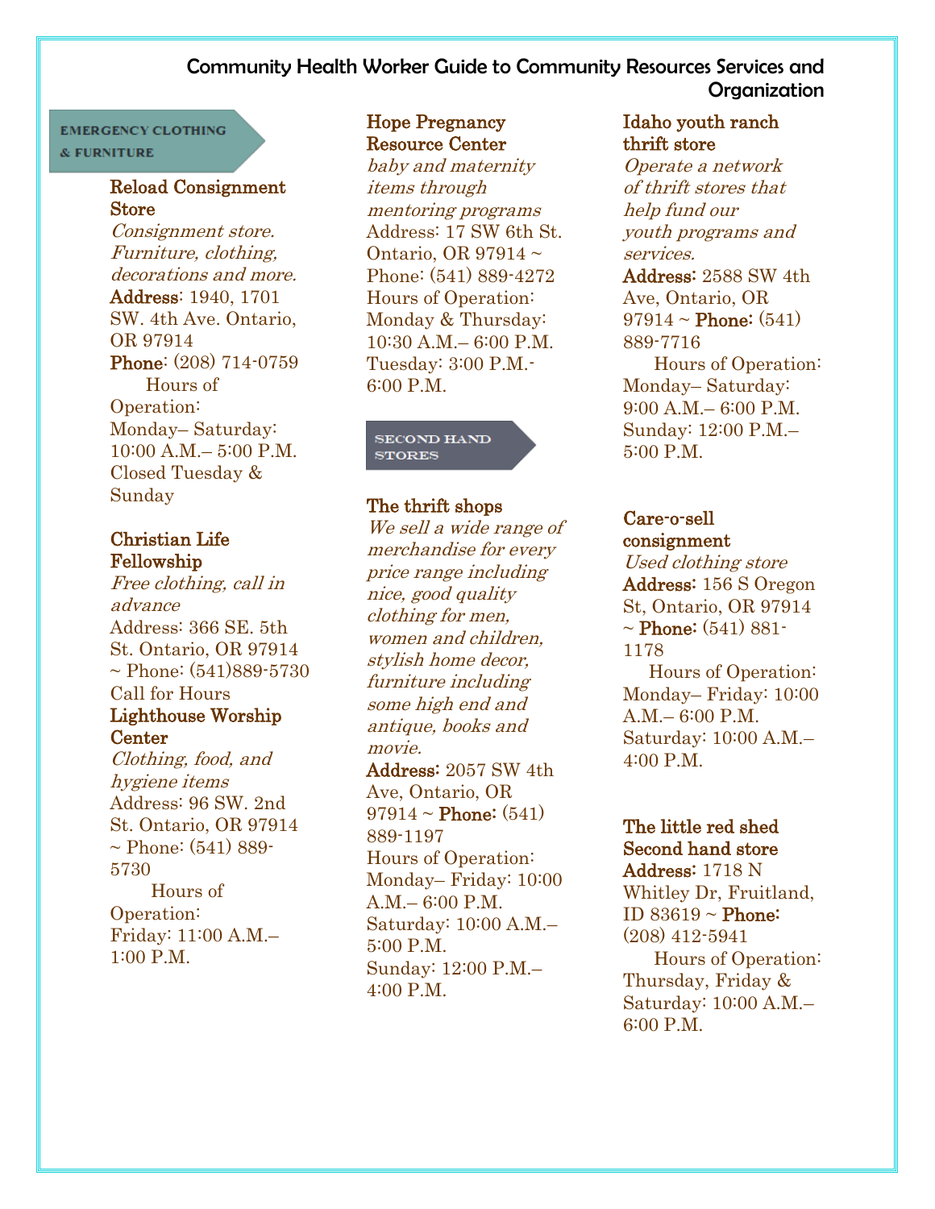# Community Health Worker Guide to Community Resources Services and Organization

## EMERGENCY CLOTHING & FURNITURE

**Reload Consignment Store**
*Consignment store. Furniture, clothing, decorations and more.*
**Address**: 1940, 1701 SW. 4th Ave. Ontario, OR 97914
**Phone**: (208) 714-0759
Hours of Operation:
Monday– Saturday: 10:00 A.M.– 5:00 P.M.
Closed Tuesday & Sunday

**Christian Life Fellowship**
*Free clothing, call in advance*
Address: 366 SE. 5th St. Ontario, OR 97914 ~ Phone: (541)889-5730
Call for Hours

**Lighthouse Worship Center**
*Clothing, food, and hygiene items*
Address: 96 SW. 2nd St. Ontario, OR 97914 ~ Phone: (541) 889-5730
Hours of Operation:
Friday: 11:00 A.M.– 1:00 P.M.

**Hope Pregnancy Resource Center**
*baby and maternity items through mentoring programs*
Address: 17 SW 6th St. Ontario, OR 97914 ~ Phone: (541) 889-4272
Hours of Operation:
Monday & Thursday: 10:30 A.M.– 6:00 P.M.
Tuesday: 3:00 P.M.- 6:00 P.M.

## SECOND HAND STORES

**The thrift shops**
*We sell a wide range of merchandise for every price range including nice, good quality clothing for men, women and children, stylish home decor, furniture including some high end and antique, books and movie.*
**Address**: 2057 SW 4th Ave, Ontario, OR 97914 ~ **Phone**: (541) 889-1197
Hours of Operation:
Monday– Friday: 10:00 A.M.– 6:00 P.M.
Saturday: 10:00 A.M.– 5:00 P.M.
Sunday: 12:00 P.M.– 4:00 P.M.

**Idaho youth ranch thrift store**
*Operate a network of thrift stores that help fund our youth programs and services.*
**Address**: 2588 SW 4th Ave, Ontario, OR 97914 ~ **Phone**: (541) 889-7716
Hours of Operation:
Monday– Saturday: 9:00 A.M.– 6:00 P.M.
Sunday: 12:00 P.M.– 5:00 P.M.

**Care-o-sell consignment**
*Used clothing store*
**Address**: 156 S Oregon St, Ontario, OR 97914 ~ **Phone**: (541) 881-1178
Hours of Operation:
Monday– Friday: 10:00 A.M.– 6:00 P.M.
Saturday: 10:00 A.M.– 4:00 P.M.

**The little red shed Second hand store**
**Address**: 1718 N Whitley Dr, Fruitland, ID 83619 ~ **Phone**: (208) 412-5941
Hours of Operation:
Thursday, Friday & Saturday: 10:00 A.M.– 6:00 P.M.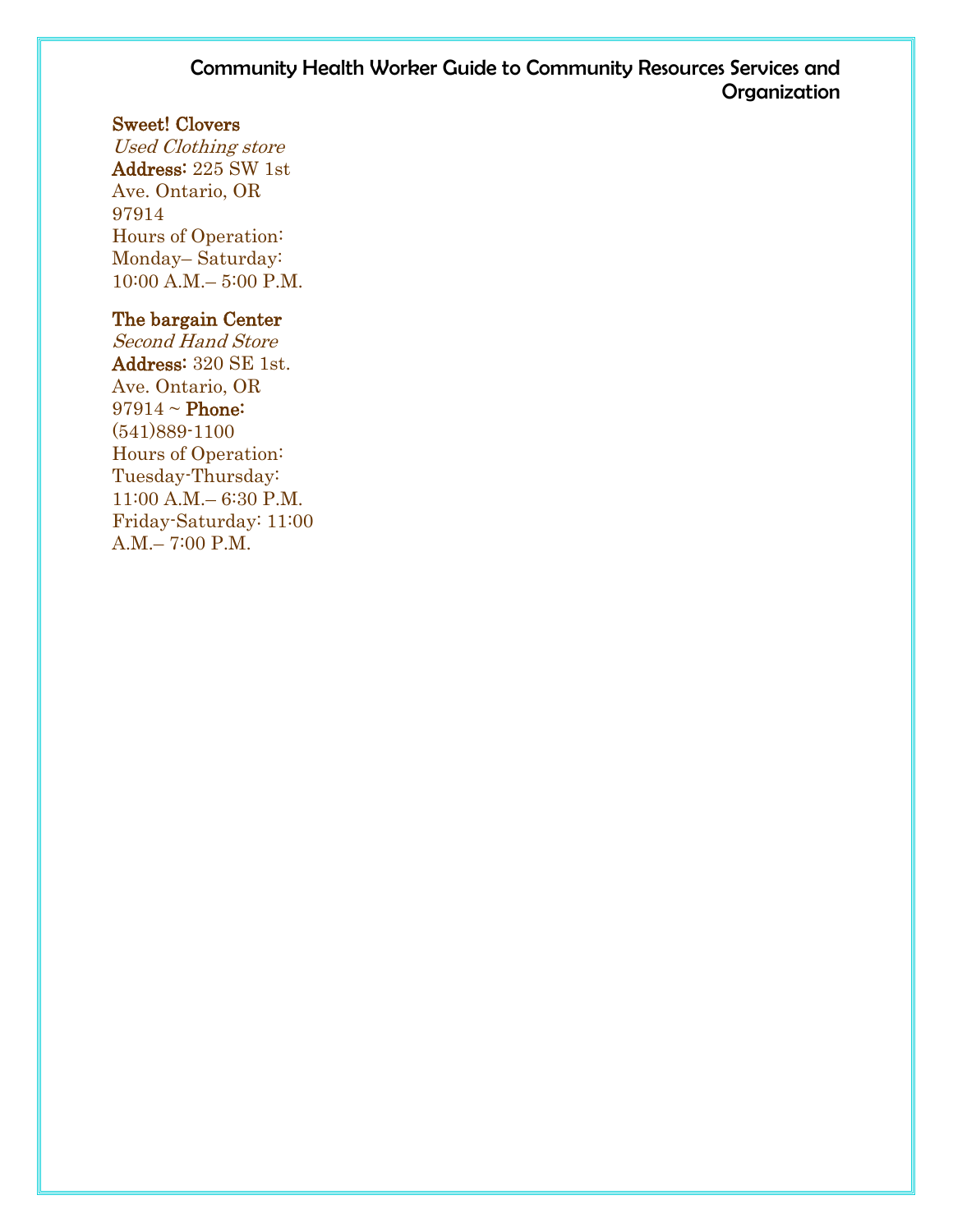**Sweet! Clovers**
*Used Clothing store*
**Address:** 225 SW 1st Ave. Ontario, OR 97914
Hours of Operation: Monday– Saturday: 10:00 A.M.– 5:00 P.M.

**The bargain Center**
*Second Hand Store*
**Address:** 320 SE 1st. Ave. Ontario, OR 97914 ~ **Phone:** (541)889-1100
Hours of Operation: Tuesday-Thursday: 11:00 A.M.– 6:30 P.M.
Friday-Saturday: 11:00 A.M.– 7:00 P.M.